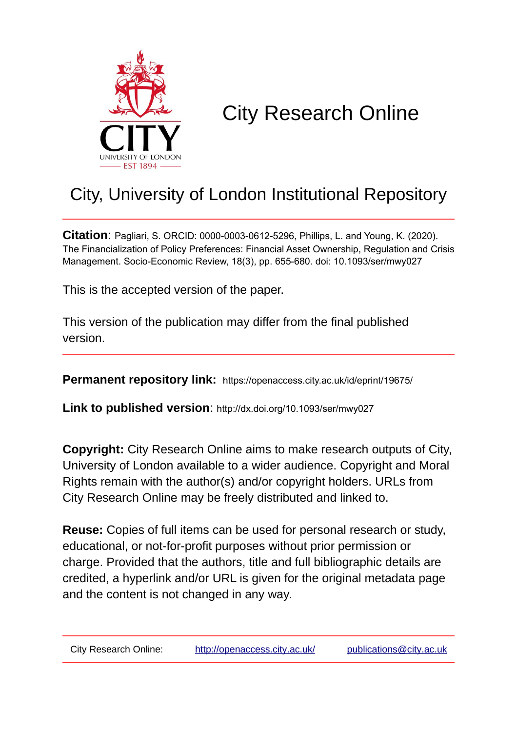# City Research Online

## City, University of London Institutional Repository

**Citation**: Pagliari, S. ORCID: 0000-0003-0612-5296, Phillips, L. and Young, K. (2020). The Financialization of Policy Preferences: Financial Asset Ownership, Regulation and Crisis Management. Socio-Economic Review, 18(3), pp. 655-680. doi: 10.1093/ser/mwy027

This is the accepted version of the paper.

This version of the publication may differ from the final published version.

**Permanent repository link:** https://openaccess.city.ac.uk/id/eprint/19675/

**Link to published version**: http://dx.doi.org/10.1093/ser/mwy027

**Copyright:** City Research Online aims to make research outputs of City, University of London available to a wider audience. Copyright and Moral Rights remain with the author(s) and/or copyright holders. URLs from City Research Online may be freely distributed and linked to.

**Reuse:** Copies of full items can be used for personal research or study, educational, or not-for-profit purposes without prior permission or charge. Provided that the authors, title and full bibliographic details are credited, a hyperlink and/or URL is given for the original metadata page and the content is not changed in any way.

City Research Online: http://openaccess.city.ac.uk/ publications@city.ac.uk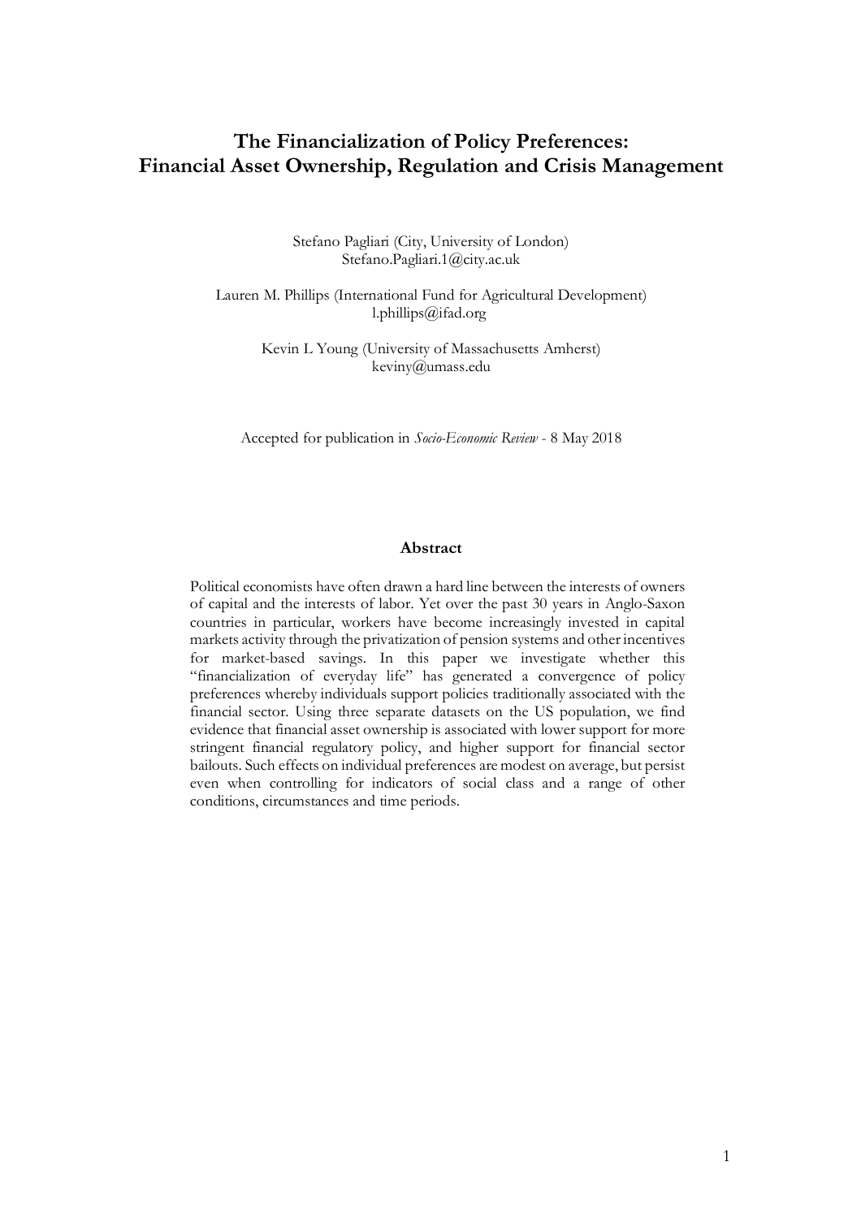# The Financialization of Policy Preferences: Financial Asset Ownership, Regulation and Crisis Management

Stefano Pagliari (City, University of London)
Stefano.Pagliari.1@city.ac.uk

Lauren M. Phillips (International Fund for Agricultural Development)
l.phillips@ifad.org

Kevin L Young (University of Massachusetts Amherst)
keviny@umass.edu

Accepted for publication in *Socio-Economic Review* - 8 May 2018

## Abstract

Political economists have often drawn a hard line between the interests of owners of capital and the interests of labor. Yet over the past 30 years in Anglo-Saxon countries in particular, workers have become increasingly invested in capital markets activity through the privatization of pension systems and other incentives for market-based savings. In this paper we investigate whether this "financialization of everyday life" has generated a convergence of policy preferences whereby individuals support policies traditionally associated with the financial sector. Using three separate datasets on the US population, we find evidence that financial asset ownership is associated with lower support for more stringent financial regulatory policy, and higher support for financial sector bailouts. Such effects on individual preferences are modest on average, but persist even when controlling for indicators of social class and a range of other conditions, circumstances and time periods.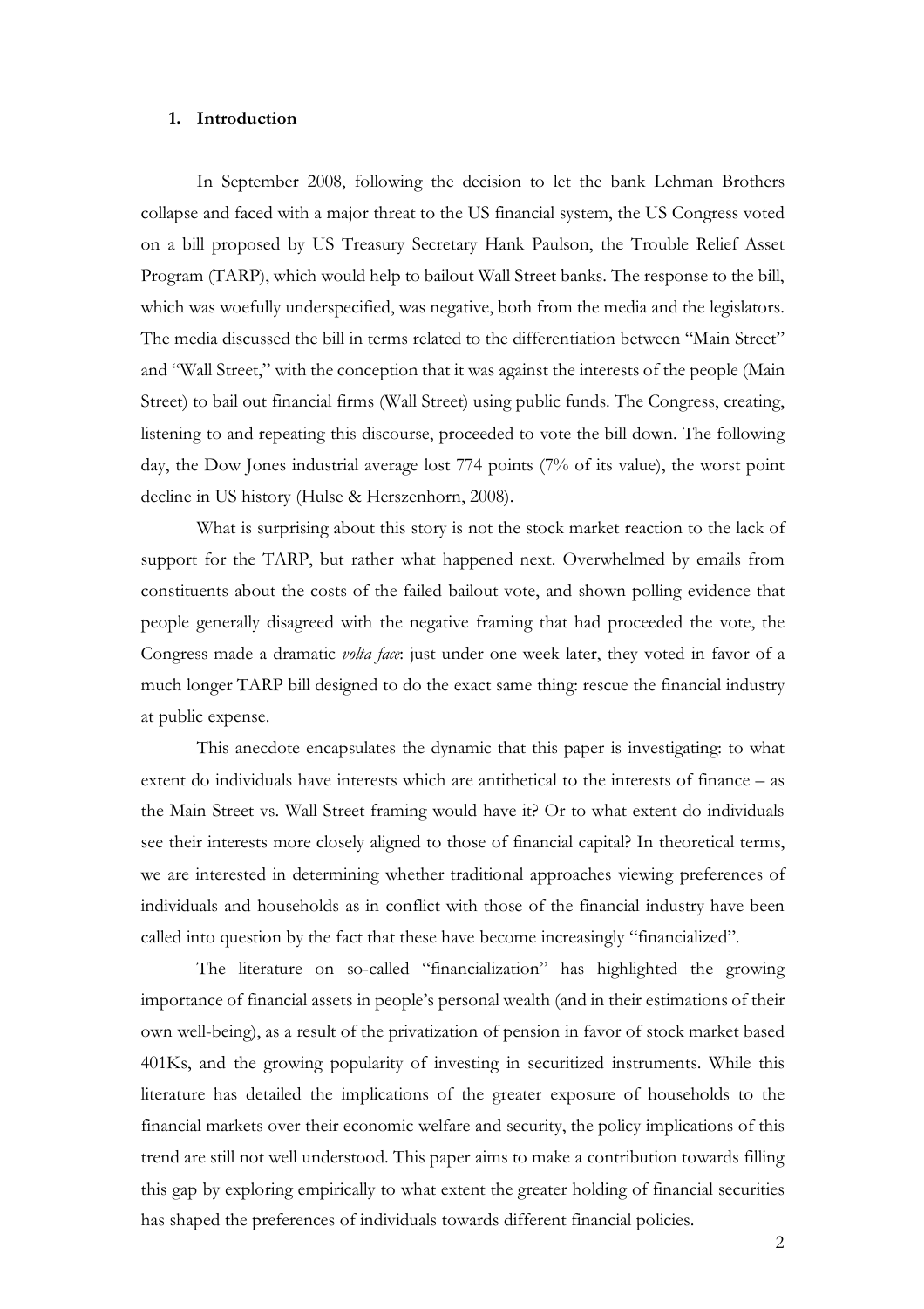## 1. Introduction

In September 2008, following the decision to let the bank Lehman Brothers collapse and faced with a major threat to the US financial system, the US Congress voted on a bill proposed by US Treasury Secretary Hank Paulson, the Trouble Relief Asset Program (TARP), which would help to bailout Wall Street banks. The response to the bill, which was woefully underspecified, was negative, both from the media and the legislators. The media discussed the bill in terms related to the differentiation between "Main Street" and "Wall Street," with the conception that it was against the interests of the people (Main Street) to bail out financial firms (Wall Street) using public funds. The Congress, creating, listening to and repeating this discourse, proceeded to vote the bill down. The following day, the Dow Jones industrial average lost 774 points (7% of its value), the worst point decline in US history (Hulse & Herszenhorn, 2008).

What is surprising about this story is not the stock market reaction to the lack of support for the TARP, but rather what happened next. Overwhelmed by emails from constituents about the costs of the failed bailout vote, and shown polling evidence that people generally disagreed with the negative framing that had proceeded the vote, the Congress made a dramatic *volta face*: just under one week later, they voted in favor of a much longer TARP bill designed to do the exact same thing: rescue the financial industry at public expense.

This anecdote encapsulates the dynamic that this paper is investigating: to what extent do individuals have interests which are antithetical to the interests of finance – as the Main Street vs. Wall Street framing would have it? Or to what extent do individuals see their interests more closely aligned to those of financial capital? In theoretical terms, we are interested in determining whether traditional approaches viewing preferences of individuals and households as in conflict with those of the financial industry have been called into question by the fact that these have become increasingly "financialized".

The literature on so-called "financialization" has highlighted the growing importance of financial assets in people's personal wealth (and in their estimations of their own well-being), as a result of the privatization of pension in favor of stock market based 401Ks, and the growing popularity of investing in securitized instruments. While this literature has detailed the implications of the greater exposure of households to the financial markets over their economic welfare and security, the policy implications of this trend are still not well understood. This paper aims to make a contribution towards filling this gap by exploring empirically to what extent the greater holding of financial securities has shaped the preferences of individuals towards different financial policies.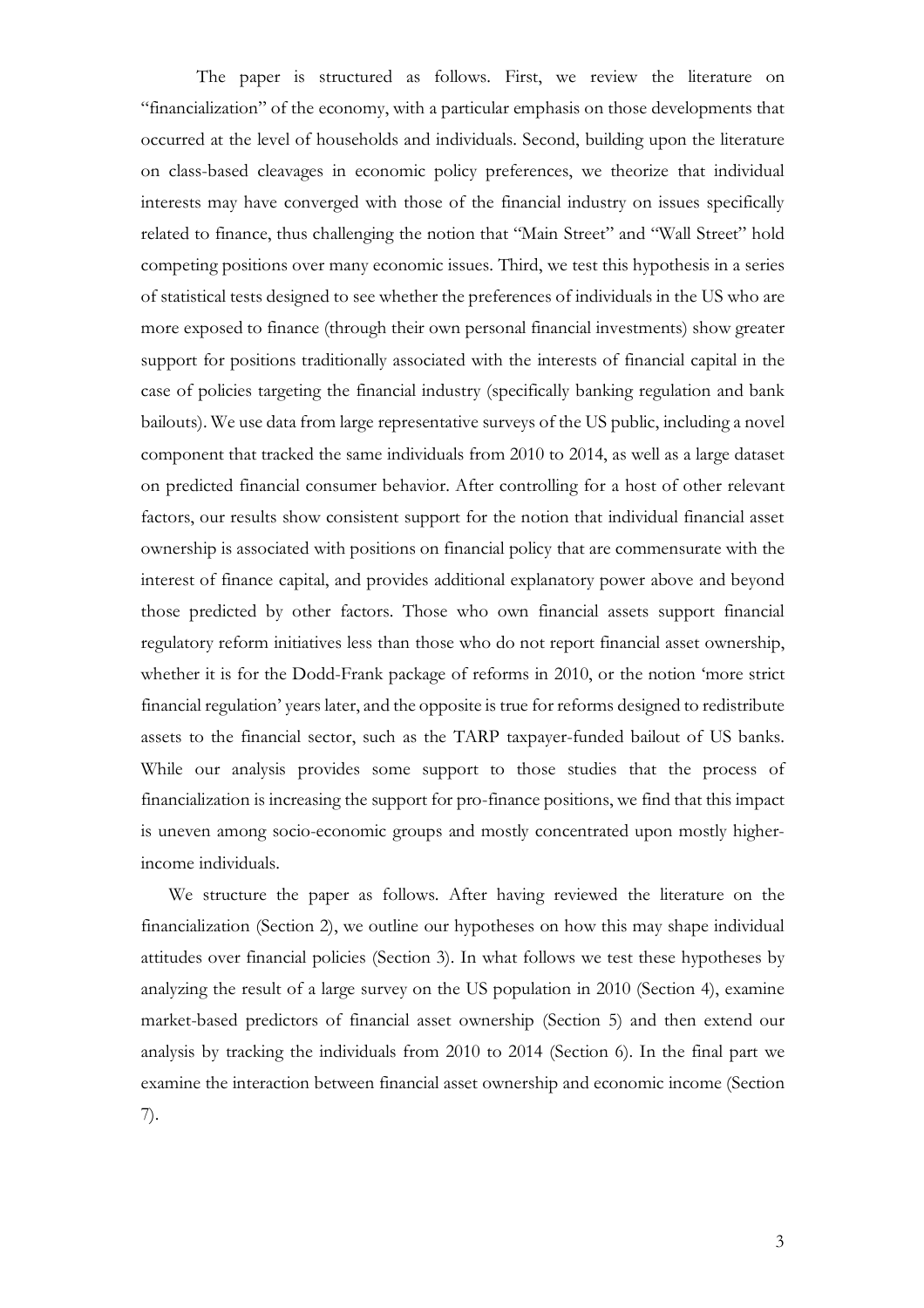The paper is structured as follows. First, we review the literature on "financialization" of the economy, with a particular emphasis on those developments that occurred at the level of households and individuals. Second, building upon the literature on class-based cleavages in economic policy preferences, we theorize that individual interests may have converged with those of the financial industry on issues specifically related to finance, thus challenging the notion that "Main Street" and "Wall Street" hold competing positions over many economic issues. Third, we test this hypothesis in a series of statistical tests designed to see whether the preferences of individuals in the US who are more exposed to finance (through their own personal financial investments) show greater support for positions traditionally associated with the interests of financial capital in the case of policies targeting the financial industry (specifically banking regulation and bank bailouts). We use data from large representative surveys of the US public, including a novel component that tracked the same individuals from 2010 to 2014, as well as a large dataset on predicted financial consumer behavior. After controlling for a host of other relevant factors, our results show consistent support for the notion that individual financial asset ownership is associated with positions on financial policy that are commensurate with the interest of finance capital, and provides additional explanatory power above and beyond those predicted by other factors. Those who own financial assets support financial regulatory reform initiatives less than those who do not report financial asset ownership, whether it is for the Dodd-Frank package of reforms in 2010, or the notion 'more strict financial regulation' years later, and the opposite is true for reforms designed to redistribute assets to the financial sector, such as the TARP taxpayer-funded bailout of US banks. While our analysis provides some support to those studies that the process of financialization is increasing the support for pro-finance positions, we find that this impact is uneven among socio-economic groups and mostly concentrated upon mostly higher-income individuals.

We structure the paper as follows. After having reviewed the literature on the financialization (Section 2), we outline our hypotheses on how this may shape individual attitudes over financial policies (Section 3). In what follows we test these hypotheses by analyzing the result of a large survey on the US population in 2010 (Section 4), examine market-based predictors of financial asset ownership (Section 5) and then extend our analysis by tracking the individuals from 2010 to 2014 (Section 6). In the final part we examine the interaction between financial asset ownership and economic income (Section 7).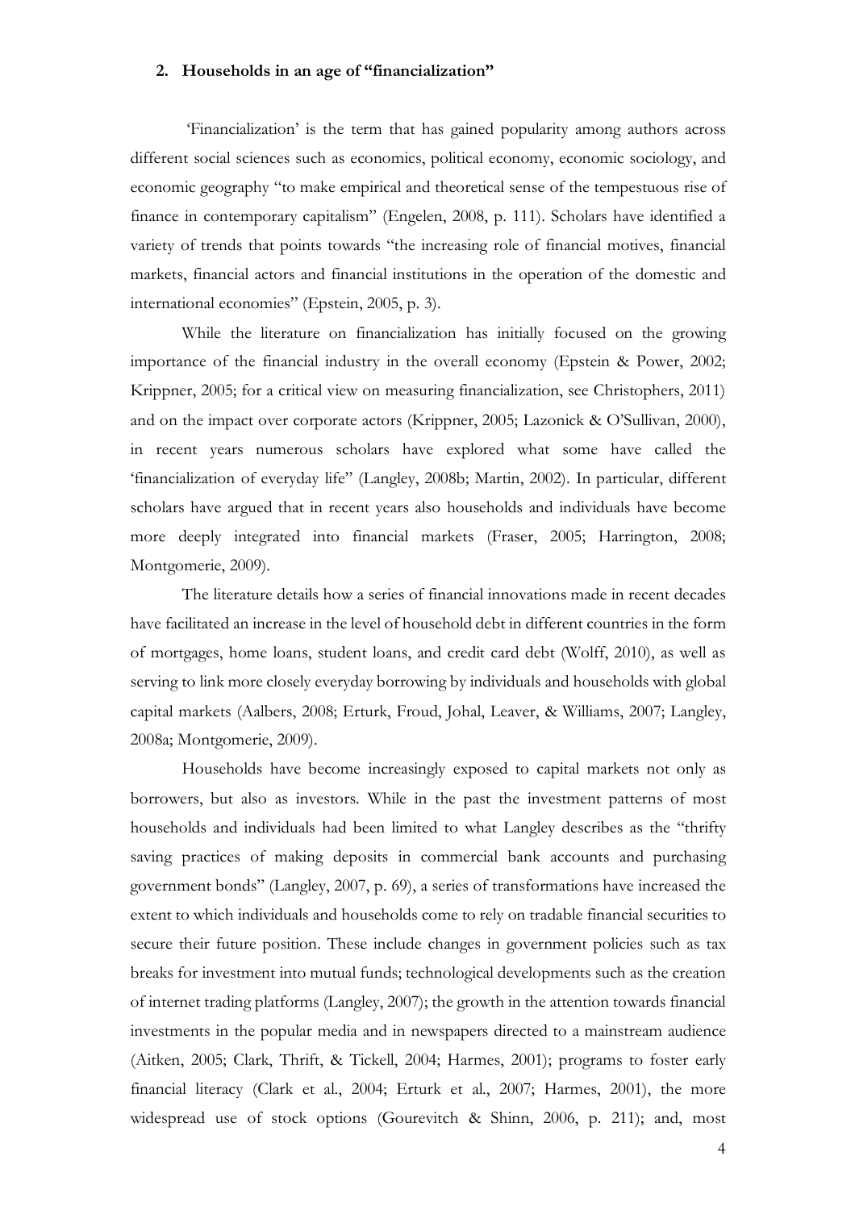## 2. Households in an age of "financialization"

'Financialization' is the term that has gained popularity among authors across different social sciences such as economics, political economy, economic sociology, and economic geography "to make empirical and theoretical sense of the tempestuous rise of finance in contemporary capitalism" (Engelen, 2008, p. 111). Scholars have identified a variety of trends that points towards "the increasing role of financial motives, financial markets, financial actors and financial institutions in the operation of the domestic and international economies" (Epstein, 2005, p. 3).

While the literature on financialization has initially focused on the growing importance of the financial industry in the overall economy (Epstein & Power, 2002; Krippner, 2005; for a critical view on measuring financialization, see Christophers, 2011) and on the impact over corporate actors (Krippner, 2005; Lazonick & O'Sullivan, 2000), in recent years numerous scholars have explored what some have called the 'financialization of everyday life" (Langley, 2008b; Martin, 2002). In particular, different scholars have argued that in recent years also households and individuals have become more deeply integrated into financial markets (Fraser, 2005; Harrington, 2008; Montgomerie, 2009).

The literature details how a series of financial innovations made in recent decades have facilitated an increase in the level of household debt in different countries in the form of mortgages, home loans, student loans, and credit card debt (Wolff, 2010), as well as serving to link more closely everyday borrowing by individuals and households with global capital markets (Aalbers, 2008; Erturk, Froud, Johal, Leaver, & Williams, 2007; Langley, 2008a; Montgomerie, 2009).

Households have become increasingly exposed to capital markets not only as borrowers, but also as investors. While in the past the investment patterns of most households and individuals had been limited to what Langley describes as the "thrifty saving practices of making deposits in commercial bank accounts and purchasing government bonds" (Langley, 2007, p. 69), a series of transformations have increased the extent to which individuals and households come to rely on tradable financial securities to secure their future position. These include changes in government policies such as tax breaks for investment into mutual funds; technological developments such as the creation of internet trading platforms (Langley, 2007); the growth in the attention towards financial investments in the popular media and in newspapers directed to a mainstream audience (Aitken, 2005; Clark, Thrift, & Tickell, 2004; Harmes, 2001); programs to foster early financial literacy (Clark et al., 2004; Erturk et al., 2007; Harmes, 2001), the more widespread use of stock options (Gourevitch & Shinn, 2006, p. 211); and, most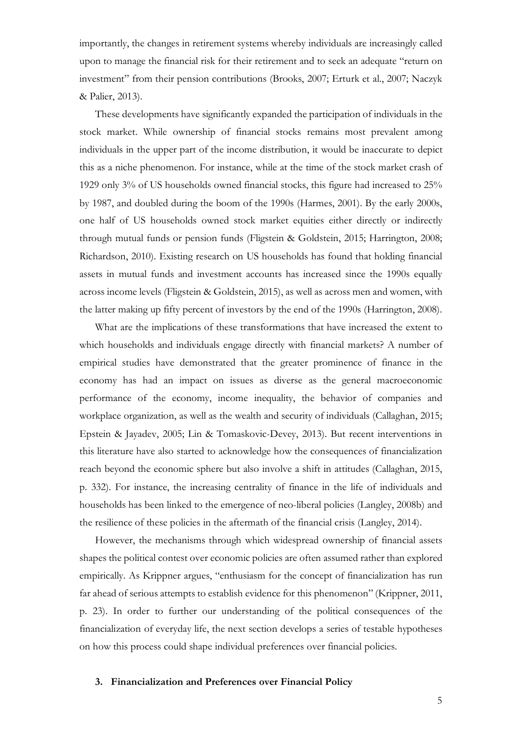importantly, the changes in retirement systems whereby individuals are increasingly called upon to manage the financial risk for their retirement and to seek an adequate "return on investment" from their pension contributions (Brooks, 2007; Erturk et al., 2007; Naczyk & Palier, 2013).

These developments have significantly expanded the participation of individuals in the stock market. While ownership of financial stocks remains most prevalent among individuals in the upper part of the income distribution, it would be inaccurate to depict this as a niche phenomenon. For instance, while at the time of the stock market crash of 1929 only 3% of US households owned financial stocks, this figure had increased to 25% by 1987, and doubled during the boom of the 1990s (Harmes, 2001). By the early 2000s, one half of US households owned stock market equities either directly or indirectly through mutual funds or pension funds (Fligstein & Goldstein, 2015; Harrington, 2008; Richardson, 2010). Existing research on US households has found that holding financial assets in mutual funds and investment accounts has increased since the 1990s equally across income levels (Fligstein & Goldstein, 2015), as well as across men and women, with the latter making up fifty percent of investors by the end of the 1990s (Harrington, 2008).

What are the implications of these transformations that have increased the extent to which households and individuals engage directly with financial markets? A number of empirical studies have demonstrated that the greater prominence of finance in the economy has had an impact on issues as diverse as the general macroeconomic performance of the economy, income inequality, the behavior of companies and workplace organization, as well as the wealth and security of individuals (Callaghan, 2015; Epstein & Jayadev, 2005; Lin & Tomaskovic-Devey, 2013). But recent interventions in this literature have also started to acknowledge how the consequences of financialization reach beyond the economic sphere but also involve a shift in attitudes (Callaghan, 2015, p. 332). For instance, the increasing centrality of finance in the life of individuals and households has been linked to the emergence of neo-liberal policies (Langley, 2008b) and the resilience of these policies in the aftermath of the financial crisis (Langley, 2014).

However, the mechanisms through which widespread ownership of financial assets shapes the political contest over economic policies are often assumed rather than explored empirically. As Krippner argues, "enthusiasm for the concept of financialization has run far ahead of serious attempts to establish evidence for this phenomenon" (Krippner, 2011, p. 23). In order to further our understanding of the political consequences of the financialization of everyday life, the next section develops a series of testable hypotheses on how this process could shape individual preferences over financial policies.

## 3. Financialization and Preferences over Financial Policy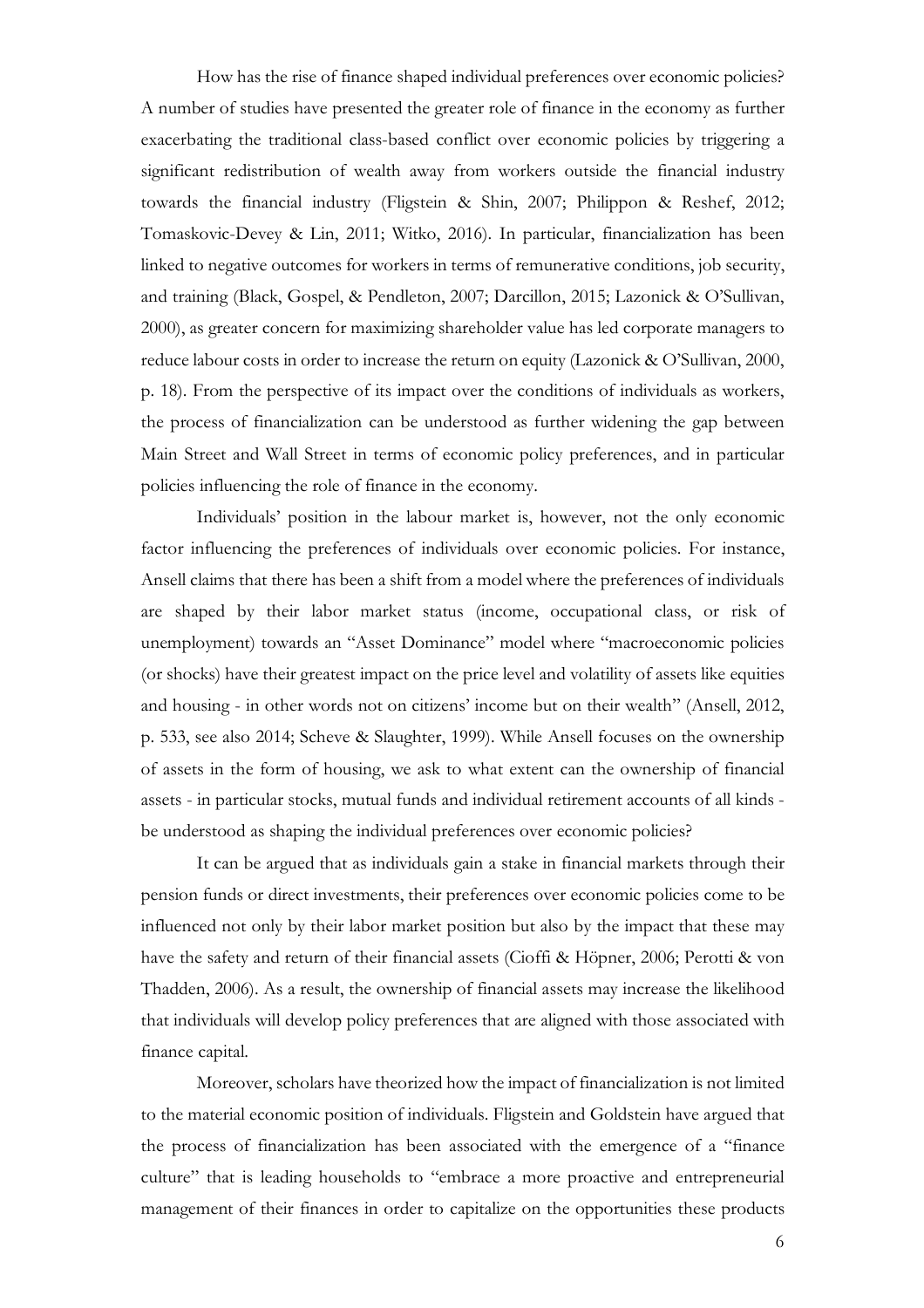How has the rise of finance shaped individual preferences over economic policies? A number of studies have presented the greater role of finance in the economy as further exacerbating the traditional class-based conflict over economic policies by triggering a significant redistribution of wealth away from workers outside the financial industry towards the financial industry (Fligstein & Shin, 2007; Philippon & Reshef, 2012; Tomaskovic-Devey & Lin, 2011; Witko, 2016). In particular, financialization has been linked to negative outcomes for workers in terms of remunerative conditions, job security, and training (Black, Gospel, & Pendleton, 2007; Darcillon, 2015; Lazonick & O'Sullivan, 2000), as greater concern for maximizing shareholder value has led corporate managers to reduce labour costs in order to increase the return on equity (Lazonick & O'Sullivan, 2000, p. 18). From the perspective of its impact over the conditions of individuals as workers, the process of financialization can be understood as further widening the gap between Main Street and Wall Street in terms of economic policy preferences, and in particular policies influencing the role of finance in the economy.

Individuals' position in the labour market is, however, not the only economic factor influencing the preferences of individuals over economic policies. For instance, Ansell claims that there has been a shift from a model where the preferences of individuals are shaped by their labor market status (income, occupational class, or risk of unemployment) towards an "Asset Dominance" model where "macroeconomic policies (or shocks) have their greatest impact on the price level and volatility of assets like equities and housing - in other words not on citizens' income but on their wealth" (Ansell, 2012, p. 533, see also 2014; Scheve & Slaughter, 1999). While Ansell focuses on the ownership of assets in the form of housing, we ask to what extent can the ownership of financial assets - in particular stocks, mutual funds and individual retirement accounts of all kinds - be understood as shaping the individual preferences over economic policies?

It can be argued that as individuals gain a stake in financial markets through their pension funds or direct investments, their preferences over economic policies come to be influenced not only by their labor market position but also by the impact that these may have the safety and return of their financial assets (Cioffi & Höpner, 2006; Perotti & von Thadden, 2006). As a result, the ownership of financial assets may increase the likelihood that individuals will develop policy preferences that are aligned with those associated with finance capital.

Moreover, scholars have theorized how the impact of financialization is not limited to the material economic position of individuals. Fligstein and Goldstein have argued that the process of financialization has been associated with the emergence of a "finance culture" that is leading households to "embrace a more proactive and entrepreneurial management of their finances in order to capitalize on the opportunities these products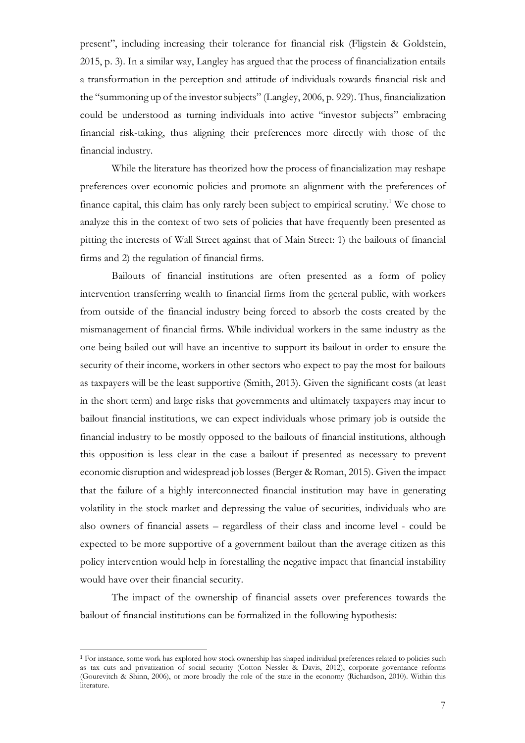present", including increasing their tolerance for financial risk (Fligstein & Goldstein, 2015, p. 3). In a similar way, Langley has argued that the process of financialization entails a transformation in the perception and attitude of individuals towards financial risk and the "summoning up of the investor subjects" (Langley, 2006, p. 929). Thus, financialization could be understood as turning individuals into active "investor subjects" embracing financial risk-taking, thus aligning their preferences more directly with those of the financial industry.

While the literature has theorized how the process of financialization may reshape preferences over economic policies and promote an alignment with the preferences of finance capital, this claim has only rarely been subject to empirical scrutiny.[1] We chose to analyze this in the context of two sets of policies that have frequently been presented as pitting the interests of Wall Street against that of Main Street: 1) the bailouts of financial firms and 2) the regulation of financial firms.

Bailouts of financial institutions are often presented as a form of policy intervention transferring wealth to financial firms from the general public, with workers from outside of the financial industry being forced to absorb the costs created by the mismanagement of financial firms. While individual workers in the same industry as the one being bailed out will have an incentive to support its bailout in order to ensure the security of their income, workers in other sectors who expect to pay the most for bailouts as taxpayers will be the least supportive (Smith, 2013). Given the significant costs (at least in the short term) and large risks that governments and ultimately taxpayers may incur to bailout financial institutions, we can expect individuals whose primary job is outside the financial industry to be mostly opposed to the bailouts of financial institutions, although this opposition is less clear in the case a bailout if presented as necessary to prevent economic disruption and widespread job losses (Berger & Roman, 2015). Given the impact that the failure of a highly interconnected financial institution may have in generating volatility in the stock market and depressing the value of securities, individuals who are also owners of financial assets – regardless of their class and income level - could be expected to be more supportive of a government bailout than the average citizen as this policy intervention would help in forestalling the negative impact that financial instability would have over their financial security.

The impact of the ownership of financial assets over preferences towards the bailout of financial institutions can be formalized in the following hypothesis:

[1] For instance, some work has explored how stock ownership has shaped individual preferences related to policies such as tax cuts and privatization of social security (Cotton Nessler & Davis, 2012), corporate governance reforms (Gourevitch & Shinn, 2006), or more broadly the role of the state in the economy (Richardson, 2010). Within this literature.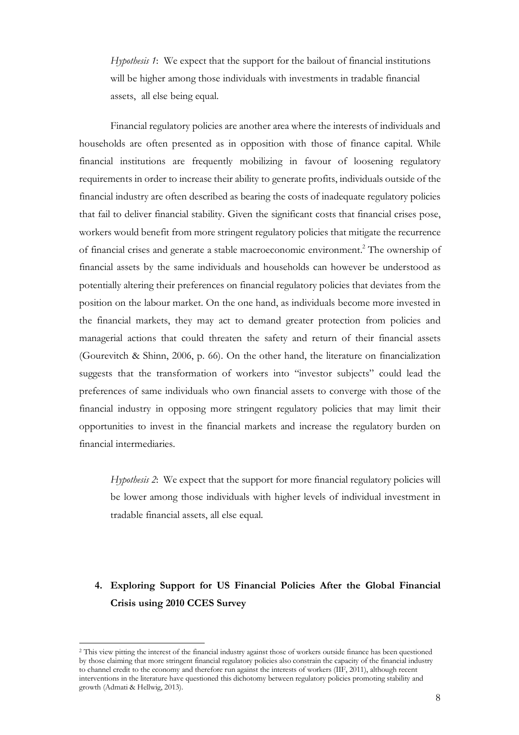*Hypothesis 1*: We expect that the support for the bailout of financial institutions will be higher among those individuals with investments in tradable financial assets, all else being equal.

Financial regulatory policies are another area where the interests of individuals and households are often presented as in opposition with those of finance capital. While financial institutions are frequently mobilizing in favour of loosening regulatory requirements in order to increase their ability to generate profits, individuals outside of the financial industry are often described as bearing the costs of inadequate regulatory policies that fail to deliver financial stability. Given the significant costs that financial crises pose, workers would benefit from more stringent regulatory policies that mitigate the recurrence of financial crises and generate a stable macroeconomic environment.[2] The ownership of financial assets by the same individuals and households can however be understood as potentially altering their preferences on financial regulatory policies that deviates from the position on the labour market. On the one hand, as individuals become more invested in the financial markets, they may act to demand greater protection from policies and managerial actions that could threaten the safety and return of their financial assets (Gourevitch & Shinn, 2006, p. 66). On the other hand, the literature on financialization suggests that the transformation of workers into "investor subjects" could lead the preferences of same individuals who own financial assets to converge with those of the financial industry in opposing more stringent regulatory policies that may limit their opportunities to invest in the financial markets and increase the regulatory burden on financial intermediaries.

*Hypothesis 2*: We expect that the support for more financial regulatory policies will be lower among those individuals with higher levels of individual investment in tradable financial assets, all else equal.

## 4. Exploring Support for US Financial Policies After the Global Financial Crisis using 2010 CCES Survey

[2] This view pitting the interest of the financial industry against those of workers outside finance has been questioned by those claiming that more stringent financial regulatory policies also constrain the capacity of the financial industry to channel credit to the economy and therefore run against the interests of workers (IIF, 2011), although recent interventions in the literature have questioned this dichotomy between regulatory policies promoting stability and growth (Admati & Hellwig, 2013).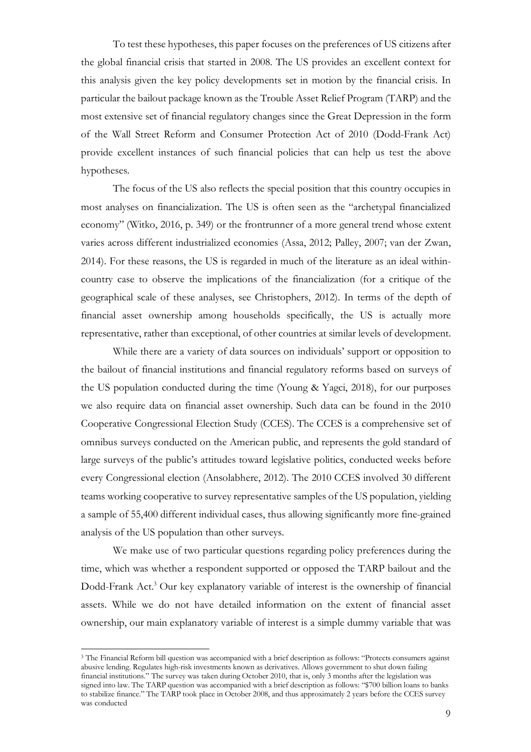To test these hypotheses, this paper focuses on the preferences of US citizens after the global financial crisis that started in 2008. The US provides an excellent context for this analysis given the key policy developments set in motion by the financial crisis. In particular the bailout package known as the Trouble Asset Relief Program (TARP) and the most extensive set of financial regulatory changes since the Great Depression in the form of the Wall Street Reform and Consumer Protection Act of 2010 (Dodd-Frank Act) provide excellent instances of such financial policies that can help us test the above hypotheses.

The focus of the US also reflects the special position that this country occupies in most analyses on financialization. The US is often seen as the "archetypal financialized economy" (Witko, 2016, p. 349) or the frontrunner of a more general trend whose extent varies across different industrialized economies (Assa, 2012; Palley, 2007; van der Zwan, 2014). For these reasons, the US is regarded in much of the literature as an ideal within-country case to observe the implications of the financialization (for a critique of the geographical scale of these analyses, see Christophers, 2012). In terms of the depth of financial asset ownership among households specifically, the US is actually more representative, rather than exceptional, of other countries at similar levels of development.

While there are a variety of data sources on individuals' support or opposition to the bailout of financial institutions and financial regulatory reforms based on surveys of the US population conducted during the time (Young & Yagci, 2018), for our purposes we also require data on financial asset ownership. Such data can be found in the 2010 Cooperative Congressional Election Study (CCES). The CCES is a comprehensive set of omnibus surveys conducted on the American public, and represents the gold standard of large surveys of the public's attitudes toward legislative politics, conducted weeks before every Congressional election (Ansolabhere, 2012). The 2010 CCES involved 30 different teams working cooperative to survey representative samples of the US population, yielding a sample of 55,400 different individual cases, thus allowing significantly more fine-grained analysis of the US population than other surveys.

We make use of two particular questions regarding policy preferences during the time, which was whether a respondent supported or opposed the TARP bailout and the Dodd-Frank Act.[3] Our key explanatory variable of interest is the ownership of financial assets. While we do not have detailed information on the extent of financial asset ownership, our main explanatory variable of interest is a simple dummy variable that was

[3] The Financial Reform bill question was accompanied with a brief description as follows: "Protects consumers against abusive lending. Regulates high-risk investments known as derivatives. Allows government to shut down failing financial institutions." The survey was taken during October 2010, that is, only 3 months after the legislation was signed into law. The TARP question was accompanied with a brief description as follows: "$700 billion loans to banks to stabilize finance." The TARP took place in October 2008, and thus approximately 2 years before the CCES survey was conducted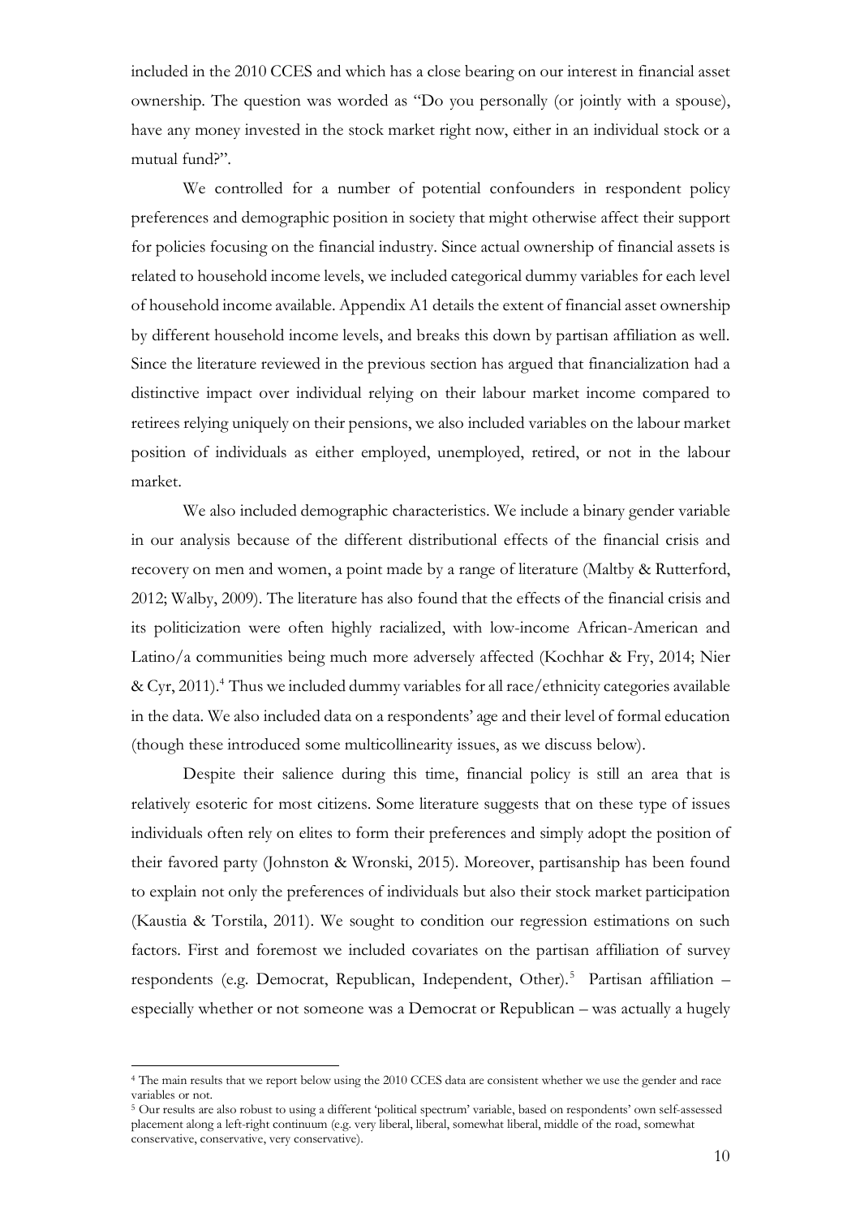included in the 2010 CCES and which has a close bearing on our interest in financial asset ownership. The question was worded as "Do you personally (or jointly with a spouse), have any money invested in the stock market right now, either in an individual stock or a mutual fund?".

We controlled for a number of potential confounders in respondent policy preferences and demographic position in society that might otherwise affect their support for policies focusing on the financial industry. Since actual ownership of financial assets is related to household income levels, we included categorical dummy variables for each level of household income available. Appendix A1 details the extent of financial asset ownership by different household income levels, and breaks this down by partisan affiliation as well. Since the literature reviewed in the previous section has argued that financialization had a distinctive impact over individual relying on their labour market income compared to retirees relying uniquely on their pensions, we also included variables on the labour market position of individuals as either employed, unemployed, retired, or not in the labour market.

We also included demographic characteristics. We include a binary gender variable in our analysis because of the different distributional effects of the financial crisis and recovery on men and women, a point made by a range of literature (Maltby & Rutterford, 2012; Walby, 2009). The literature has also found that the effects of the financial crisis and its politicization were often highly racialized, with low-income African-American and Latino/a communities being much more adversely affected (Kochhar & Fry, 2014; Nier & Cyr, 2011).[4] Thus we included dummy variables for all race/ethnicity categories available in the data. We also included data on a respondents' age and their level of formal education (though these introduced some multicollinearity issues, as we discuss below).

Despite their salience during this time, financial policy is still an area that is relatively esoteric for most citizens. Some literature suggests that on these type of issues individuals often rely on elites to form their preferences and simply adopt the position of their favored party (Johnston & Wronski, 2015). Moreover, partisanship has been found to explain not only the preferences of individuals but also their stock market participation (Kaustia & Torstila, 2011). We sought to condition our regression estimations on such factors. First and foremost we included covariates on the partisan affiliation of survey respondents (e.g. Democrat, Republican, Independent, Other).[5] Partisan affiliation – especially whether or not someone was a Democrat or Republican – was actually a hugely

[4] The main results that we report below using the 2010 CCES data are consistent whether we use the gender and race variables or not.

[5] Our results are also robust to using a different 'political spectrum' variable, based on respondents' own self-assessed placement along a left-right continuum (e.g. very liberal, liberal, somewhat liberal, middle of the road, somewhat conservative, conservative, very conservative).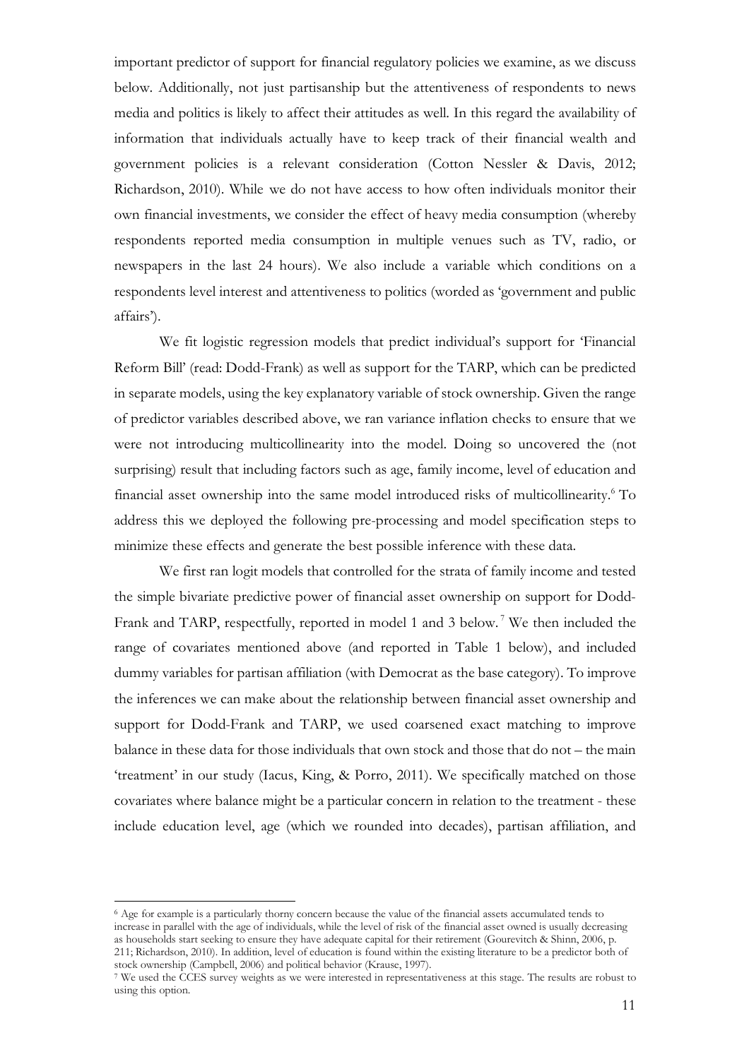important predictor of support for financial regulatory policies we examine, as we discuss below. Additionally, not just partisanship but the attentiveness of respondents to news media and politics is likely to affect their attitudes as well. In this regard the availability of information that individuals actually have to keep track of their financial wealth and government policies is a relevant consideration (Cotton Nessler & Davis, 2012; Richardson, 2010). While we do not have access to how often individuals monitor their own financial investments, we consider the effect of heavy media consumption (whereby respondents reported media consumption in multiple venues such as TV, radio, or newspapers in the last 24 hours). We also include a variable which conditions on a respondents level interest and attentiveness to politics (worded as 'government and public affairs').

We fit logistic regression models that predict individual's support for 'Financial Reform Bill' (read: Dodd-Frank) as well as support for the TARP, which can be predicted in separate models, using the key explanatory variable of stock ownership. Given the range of predictor variables described above, we ran variance inflation checks to ensure that we were not introducing multicollinearity into the model. Doing so uncovered the (not surprising) result that including factors such as age, family income, level of education and financial asset ownership into the same model introduced risks of multicollinearity.[6] To address this we deployed the following pre-processing and model specification steps to minimize these effects and generate the best possible inference with these data.

We first ran logit models that controlled for the strata of family income and tested the simple bivariate predictive power of financial asset ownership on support for Dodd-Frank and TARP, respectfully, reported in model 1 and 3 below.[7] We then included the range of covariates mentioned above (and reported in Table 1 below), and included dummy variables for partisan affiliation (with Democrat as the base category). To improve the inferences we can make about the relationship between financial asset ownership and support for Dodd-Frank and TARP, we used coarsened exact matching to improve balance in these data for those individuals that own stock and those that do not – the main 'treatment' in our study (Iacus, King, & Porro, 2011). We specifically matched on those covariates where balance might be a particular concern in relation to the treatment - these include education level, age (which we rounded into decades), partisan affiliation, and

[6] Age for example is a particularly thorny concern because the value of the financial assets accumulated tends to increase in parallel with the age of individuals, while the level of risk of the financial asset owned is usually decreasing as households start seeking to ensure they have adequate capital for their retirement (Gourevitch & Shinn, 2006, p. 211; Richardson, 2010). In addition, level of education is found within the existing literature to be a predictor both of stock ownership (Campbell, 2006) and political behavior (Krause, 1997).

[7] We used the CCES survey weights as we were interested in representativeness at this stage. The results are robust to using this option.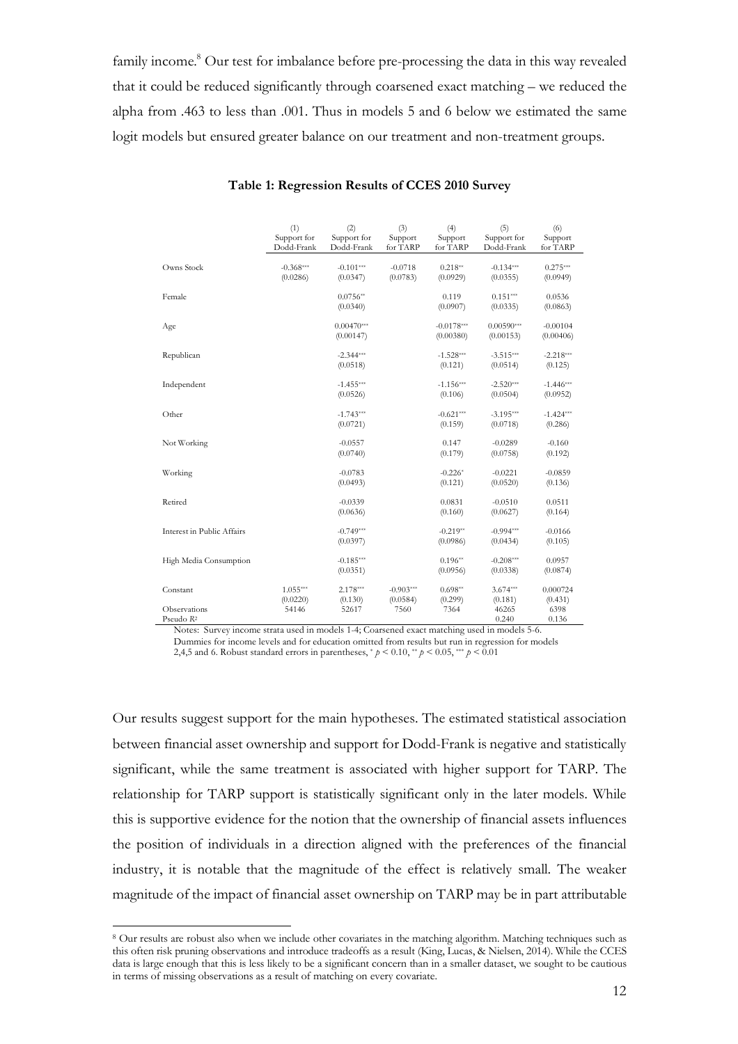family income.[8] Our test for imbalance before pre-processing the data in this way revealed that it could be reduced significantly through coarsened exact matching – we reduced the alpha from .463 to less than .001. Thus in models 5 and 6 below we estimated the same logit models but ensured greater balance on our treatment and non-treatment groups.

**Table 1: Regression Results of CCES 2010 Survey**

| | (1) Support for Dodd-Frank | (2) Support for Dodd-Frank | (3) Support for TARP | (4) Support for TARP | (5) Support for Dodd-Frank | (6) Support for TARP |
|---|---|---|---|---|---|---|
| Owns Stock | -0.368*** | -0.101*** | -0.0718 | 0.218** | -0.134*** | 0.275*** |
| | (0.0286) | (0.0347) | (0.0783) | (0.0929) | (0.0355) | (0.0949) |
| Female | | 0.0756** | | 0.119 | 0.151*** | 0.0536 |
| | | (0.0340) | | (0.0907) | (0.0335) | (0.0863) |
| Age | | 0.00470*** | | -0.0178*** | 0.00590*** | -0.00104 |
| | | (0.00147) | | (0.00380) | (0.00153) | (0.00406) |
| Republican | | -2.344*** | | -1.528*** | -3.515*** | -2.218*** |
| | | (0.0518) | | (0.121) | (0.0514) | (0.125) |
| Independent | | -1.455*** | | -1.156*** | -2.520*** | -1.446*** |
| | | (0.0526) | | (0.106) | (0.0504) | (0.0952) |
| Other | | -1.743*** | | -0.621*** | -3.195*** | -1.424*** |
| | | (0.0721) | | (0.159) | (0.0718) | (0.286) |
| Not Working | | -0.0557 | | 0.147 | -0.0289 | -0.160 |
| | | (0.0740) | | (0.179) | (0.0758) | (0.192) |
| Working | | -0.0783 | | -0.226* | -0.0221 | -0.0859 |
| | | (0.0493) | | (0.121) | (0.0520) | (0.136) |
| Retired | | -0.0339 | | 0.0831 | -0.0510 | 0.0511 |
| | | (0.0636) | | (0.160) | (0.0627) | (0.164) |
| Interest in Public Affairs | | -0.749*** | | -0.219** | -0.994*** | -0.0166 |
| | | (0.0397) | | (0.0986) | (0.0434) | (0.105) |
| High Media Consumption | | -0.185*** | | 0.196** | -0.208*** | 0.0957 |
| | | (0.0351) | | (0.0956) | (0.0338) | (0.0874) |
| Constant | 1.055*** | 2.178*** | -0.903*** | 0.698** | 3.674*** | 0.000724 |
| | (0.0220) | (0.130) | (0.0584) | (0.299) | (0.181) | (0.431) |
| Observations | 54146 | 52617 | 7560 | 7364 | 46265 | 6398 |
| Pseudo $R^2$ | | | | | 0.240 | 0.136 |

Notes: Survey income strata used in models 1-4; Coarsened exact matching used in models 5-6. Dummies for income levels and for education omitted from results but run in regression for models 2,4,5 and 6. Robust standard errors in parentheses, * $p < 0.10$, ** $p < 0.05$, *** $p < 0.01$

Our results suggest support for the main hypotheses. The estimated statistical association between financial asset ownership and support for Dodd-Frank is negative and statistically significant, while the same treatment is associated with higher support for TARP. The relationship for TARP support is statistically significant only in the later models. While this is supportive evidence for the notion that the ownership of financial assets influences the position of individuals in a direction aligned with the preferences of the financial industry, it is notable that the magnitude of the effect is relatively small. The weaker magnitude of the impact of financial asset ownership on TARP may be in part attributable

[8] Our results are robust also when we include other covariates in the matching algorithm. Matching techniques such as this often risk pruning observations and introduce tradeoffs as a result (King, Lucas, & Nielsen, 2014). While the CCES data is large enough that this is less likely to be a significant concern than in a smaller dataset, we sought to be cautious in terms of missing observations as a result of matching on every covariate.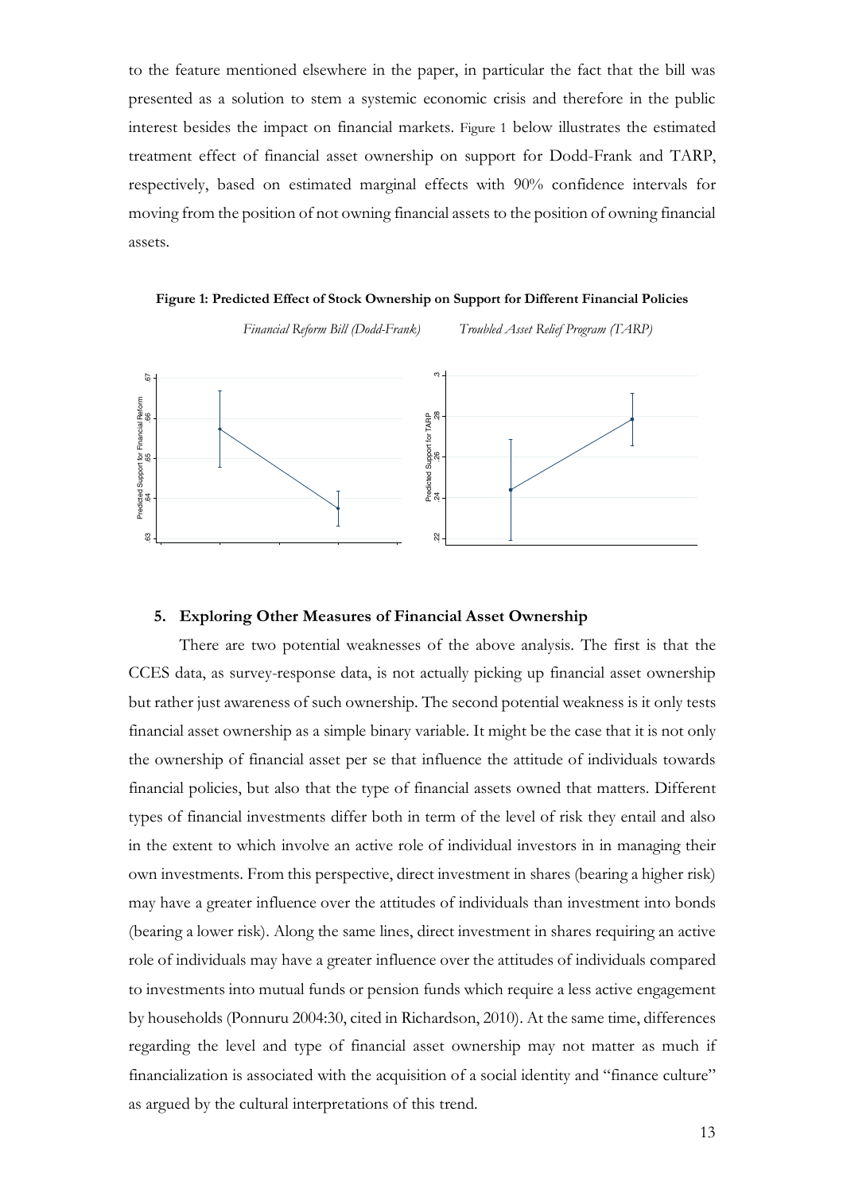to the feature mentioned elsewhere in the paper, in particular the fact that the bill was presented as a solution to stem a systemic economic crisis and therefore in the public interest besides the impact on financial markets. Figure 1 below illustrates the estimated treatment effect of financial asset ownership on support for Dodd-Frank and TARP, respectively, based on estimated marginal effects with 90% confidence intervals for moving from the position of not owning financial assets to the position of owning financial assets.

**Figure 1: Predicted Effect of Stock Ownership on Support for Different Financial Policies**

*Financial Reform Bill (Dodd-Frank)* *Troubled Asset Relief Program (TARP)*

## 5. Exploring Other Measures of Financial Asset Ownership

There are two potential weaknesses of the above analysis. The first is that the CCES data, as survey-response data, is not actually picking up financial asset ownership but rather just awareness of such ownership. The second potential weakness is it only tests financial asset ownership as a simple binary variable. It might be the case that it is not only the ownership of financial asset per se that influence the attitude of individuals towards financial policies, but also that the type of financial assets owned that matters. Different types of financial investments differ both in term of the level of risk they entail and also in the extent to which involve an active role of individual investors in in managing their own investments. From this perspective, direct investment in shares (bearing a higher risk) may have a greater influence over the attitudes of individuals than investment into bonds (bearing a lower risk). Along the same lines, direct investment in shares requiring an active role of individuals may have a greater influence over the attitudes of individuals compared to investments into mutual funds or pension funds which require a less active engagement by households (Ponnuru 2004:30, cited in Richardson, 2010). At the same time, differences regarding the level and type of financial asset ownership may not matter as much if financialization is associated with the acquisition of a social identity and "finance culture" as argued by the cultural interpretations of this trend.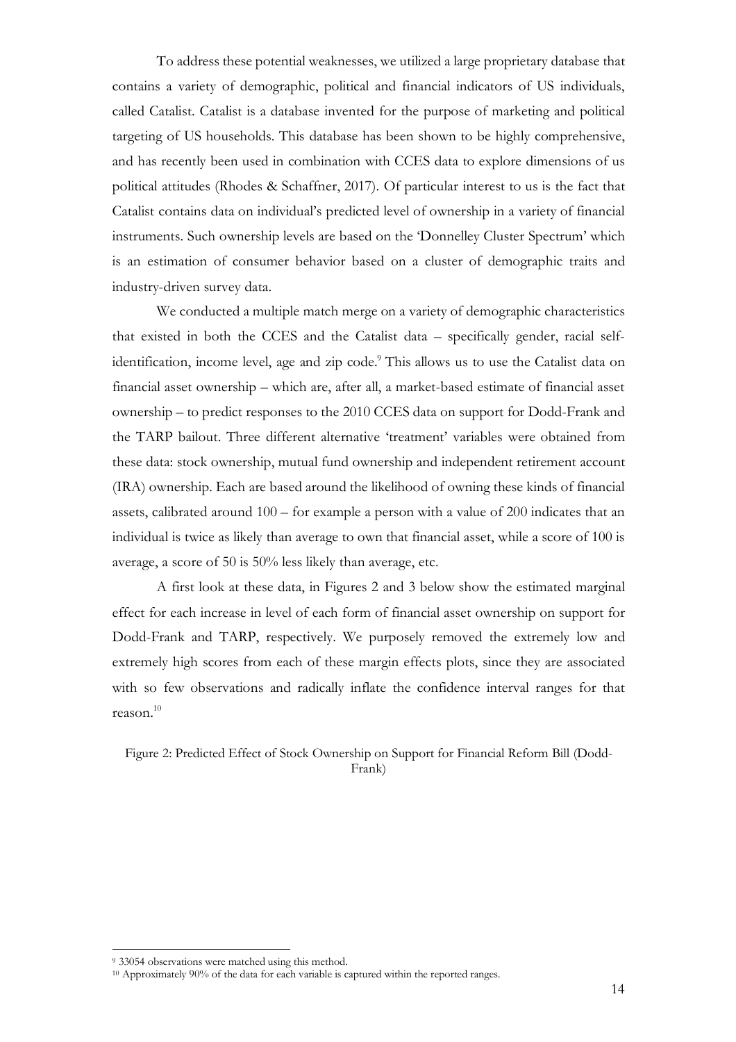To address these potential weaknesses, we utilized a large proprietary database that contains a variety of demographic, political and financial indicators of US individuals, called Catalist. Catalist is a database invented for the purpose of marketing and political targeting of US households. This database has been shown to be highly comprehensive, and has recently been used in combination with CCES data to explore dimensions of us political attitudes (Rhodes & Schaffner, 2017). Of particular interest to us is the fact that Catalist contains data on individual's predicted level of ownership in a variety of financial instruments. Such ownership levels are based on the 'Donnelley Cluster Spectrum' which is an estimation of consumer behavior based on a cluster of demographic traits and industry-driven survey data.

We conducted a multiple match merge on a variety of demographic characteristics that existed in both the CCES and the Catalist data – specifically gender, racial self-identification, income level, age and zip code.[9] This allows us to use the Catalist data on financial asset ownership – which are, after all, a market-based estimate of financial asset ownership – to predict responses to the 2010 CCES data on support for Dodd-Frank and the TARP bailout. Three different alternative 'treatment' variables were obtained from these data: stock ownership, mutual fund ownership and independent retirement account (IRA) ownership. Each are based around the likelihood of owning these kinds of financial assets, calibrated around 100 – for example a person with a value of 200 indicates that an individual is twice as likely than average to own that financial asset, while a score of 100 is average, a score of 50 is 50% less likely than average, etc.

A first look at these data, in Figures 2 and 3 below show the estimated marginal effect for each increase in level of each form of financial asset ownership on support for Dodd-Frank and TARP, respectively. We purposely removed the extremely low and extremely high scores from each of these margin effects plots, since they are associated with so few observations and radically inflate the confidence interval ranges for that reason.[10]

Figure 2: Predicted Effect of Stock Ownership on Support for Financial Reform Bill (Dodd-Frank)

[9] 33054 observations were matched using this method.

[10] Approximately 90% of the data for each variable is captured within the reported ranges.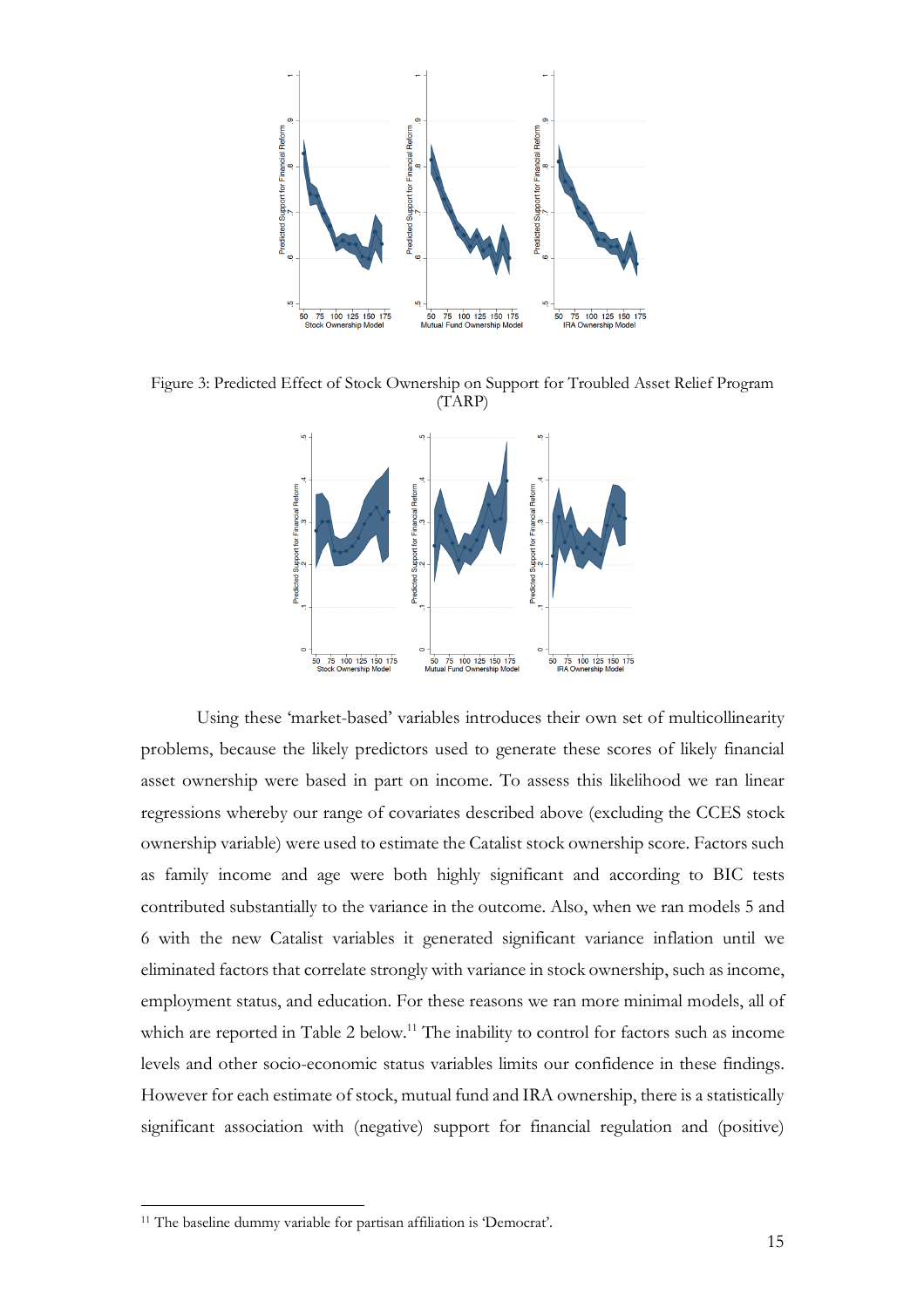Figure 3: Predicted Effect of Stock Ownership on Support for Troubled Asset Relief Program (TARP)

Using these 'market-based' variables introduces their own set of multicollinearity problems, because the likely predictors used to generate these scores of likely financial asset ownership were based in part on income. To assess this likelihood we ran linear regressions whereby our range of covariates described above (excluding the CCES stock ownership variable) were used to estimate the Catalist stock ownership score. Factors such as family income and age were both highly significant and according to BIC tests contributed substantially to the variance in the outcome. Also, when we ran models 5 and 6 with the new Catalist variables it generated significant variance inflation until we eliminated factors that correlate strongly with variance in stock ownership, such as income, employment status, and education. For these reasons we ran more minimal models, all of which are reported in Table 2 below.[11] The inability to control for factors such as income levels and other socio-economic status variables limits our confidence in these findings. However for each estimate of stock, mutual fund and IRA ownership, there is a statistically significant association with (negative) support for financial regulation and (positive)

[11] The baseline dummy variable for partisan affiliation is 'Democrat'.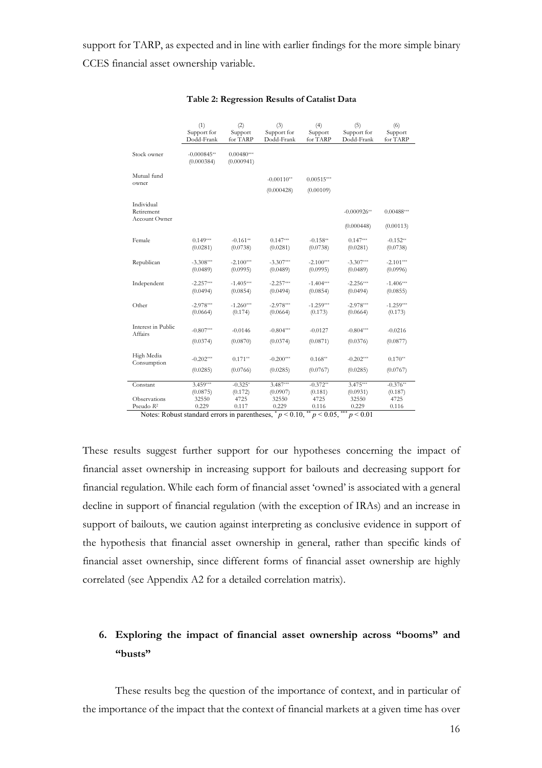support for TARP, as expected and in line with earlier findings for the more simple binary CCES financial asset ownership variable.

**Table 2: Regression Results of Catalist Data**

| | (1) Support for Dodd-Frank | (2) Support for TARP | (3) Support for Dodd-Frank | (4) Support for TARP | (5) Support for Dodd-Frank | (6) Support for TARP |
|---|---|---|---|---|---|---|
| Stock owner | -0.000845** | 0.00480*** | | | | |
| | (0.000384) | (0.000941) | | | | |
| Mutual fund owner | | | -0.00110** | 0.00515*** | | |
| | | | (0.000428) | (0.00109) | | |
| Individual Retirement Account Owner | | | | | -0.000926** | 0.00488*** |
| | | | | | (0.000448) | (0.00113) |
| Female | 0.149*** | -0.161** | 0.147*** | -0.158** | 0.147*** | -0.152** |
| | (0.0281) | (0.0738) | (0.0281) | (0.0738) | (0.0281) | (0.0738) |
| Republican | -3.308*** | -2.100*** | -3.307*** | -2.100*** | -3.307*** | -2.101*** |
| | (0.0489) | (0.0995) | (0.0489) | (0.0995) | (0.0489) | (0.0996) |
| Independent | -2.257*** | -1.405*** | -2.257*** | -1.404*** | -2.256*** | -1.406*** |
| | (0.0494) | (0.0854) | (0.0494) | (0.0854) | (0.0494) | (0.0855) |
| Other | -2.978*** | -1.260*** | -2.978*** | -1.259*** | -2.978*** | -1.259*** |
| | (0.0664) | (0.174) | (0.0664) | (0.173) | (0.0664) | (0.173) |
| Interest in Public Affairs | -0.807*** | -0.0146 | -0.804*** | -0.0127 | -0.804*** | -0.0216 |
| | (0.0374) | (0.0870) | (0.0374) | (0.0871) | (0.0376) | (0.0877) |
| High Media Consumption | -0.202*** | 0.171** | -0.200*** | 0.168** | -0.202*** | 0.170** |
| | (0.0285) | (0.0766) | (0.0285) | (0.0767) | (0.0285) | (0.0767) |
| Constant | 3.459*** | -0.325* | 3.487*** | -0.372** | 3.475*** | -0.376** |
| | (0.0875) | (0.172) | (0.0907) | (0.181) | (0.0931) | (0.187) |
| Observations | 32550 | 4725 | 32550 | 4725 | 32550 | 4725 |
| Pseudo $R^2$ | 0.229 | 0.117 | 0.229 | 0.116 | 0.229 | 0.116 |

Notes: Robust standard errors in parentheses, $^{*}p < 0.10$, $^{**}p < 0.05$, $^{***}p < 0.01$

These results suggest further support for our hypotheses concerning the impact of financial asset ownership in increasing support for bailouts and decreasing support for financial regulation. While each form of financial asset 'owned' is associated with a general decline in support of financial regulation (with the exception of IRAs) and an increase in support of bailouts, we caution against interpreting as conclusive evidence in support of the hypothesis that financial asset ownership in general, rather than specific kinds of financial asset ownership, since different forms of financial asset ownership are highly correlated (see Appendix A2 for a detailed correlation matrix).

## 6. Exploring the impact of financial asset ownership across "booms" and "busts"

These results beg the question of the importance of context, and in particular of the importance of the impact that the context of financial markets at a given time has over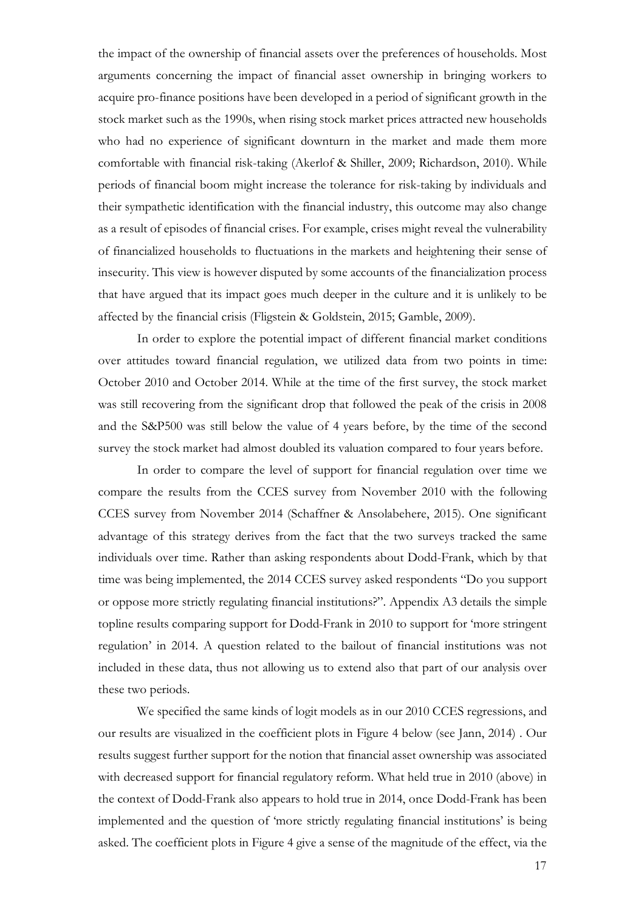the impact of the ownership of financial assets over the preferences of households. Most arguments concerning the impact of financial asset ownership in bringing workers to acquire pro-finance positions have been developed in a period of significant growth in the stock market such as the 1990s, when rising stock market prices attracted new households who had no experience of significant downturn in the market and made them more comfortable with financial risk-taking (Akerlof & Shiller, 2009; Richardson, 2010). While periods of financial boom might increase the tolerance for risk-taking by individuals and their sympathetic identification with the financial industry, this outcome may also change as a result of episodes of financial crises. For example, crises might reveal the vulnerability of financialized households to fluctuations in the markets and heightening their sense of insecurity. This view is however disputed by some accounts of the financialization process that have argued that its impact goes much deeper in the culture and it is unlikely to be affected by the financial crisis (Fligstein & Goldstein, 2015; Gamble, 2009).

In order to explore the potential impact of different financial market conditions over attitudes toward financial regulation, we utilized data from two points in time: October 2010 and October 2014. While at the time of the first survey, the stock market was still recovering from the significant drop that followed the peak of the crisis in 2008 and the S&P500 was still below the value of 4 years before, by the time of the second survey the stock market had almost doubled its valuation compared to four years before.

In order to compare the level of support for financial regulation over time we compare the results from the CCES survey from November 2010 with the following CCES survey from November 2014 (Schaffner & Ansolabehere, 2015). One significant advantage of this strategy derives from the fact that the two surveys tracked the same individuals over time. Rather than asking respondents about Dodd-Frank, which by that time was being implemented, the 2014 CCES survey asked respondents "Do you support or oppose more strictly regulating financial institutions?". Appendix A3 details the simple topline results comparing support for Dodd-Frank in 2010 to support for 'more stringent regulation' in 2014. A question related to the bailout of financial institutions was not included in these data, thus not allowing us to extend also that part of our analysis over these two periods.

We specified the same kinds of logit models as in our 2010 CCES regressions, and our results are visualized in the coefficient plots in Figure 4 below (see Jann, 2014) . Our results suggest further support for the notion that financial asset ownership was associated with decreased support for financial regulatory reform. What held true in 2010 (above) in the context of Dodd-Frank also appears to hold true in 2014, once Dodd-Frank has been implemented and the question of 'more strictly regulating financial institutions' is being asked. The coefficient plots in Figure 4 give a sense of the magnitude of the effect, via the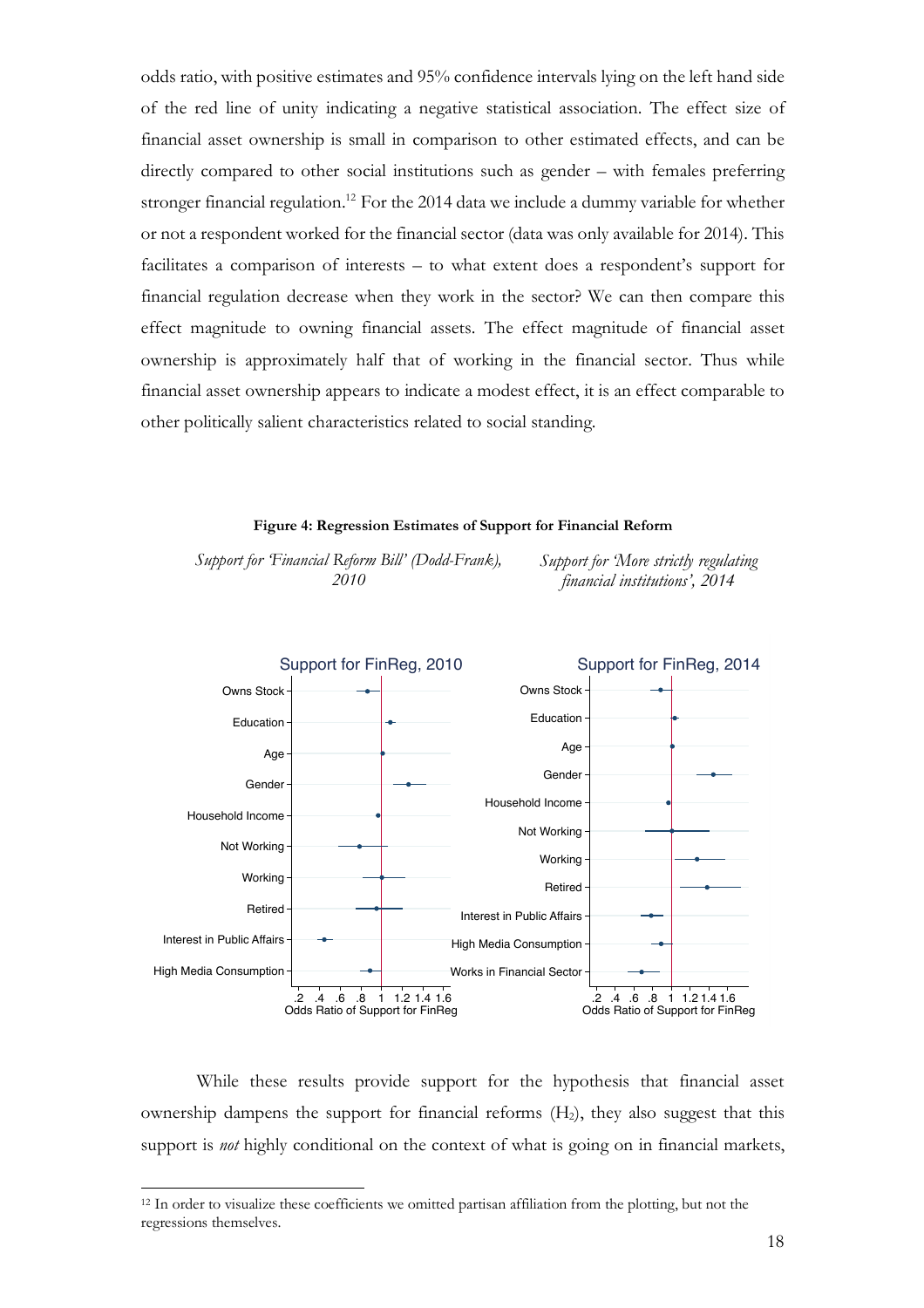odds ratio, with positive estimates and 95% confidence intervals lying on the left hand side of the red line of unity indicating a negative statistical association. The effect size of financial asset ownership is small in comparison to other estimated effects, and can be directly compared to other social institutions such as gender – with females preferring stronger financial regulation.[12] For the 2014 data we include a dummy variable for whether or not a respondent worked for the financial sector (data was only available for 2014). This facilitates a comparison of interests – to what extent does a respondent's support for financial regulation decrease when they work in the sector? We can then compare this effect magnitude to owning financial assets. The effect magnitude of financial asset ownership is approximately half that of working in the financial sector. Thus while financial asset ownership appears to indicate a modest effect, it is an effect comparable to other politically salient characteristics related to social standing.

**Figure 4: Regression Estimates of Support for Financial Reform**

*Support for 'Financial Reform Bill' (Dodd-Frank), 2010*

*Support for 'More strictly regulating financial institutions', 2014*

While these results provide support for the hypothesis that financial asset ownership dampens the support for financial reforms ($H_2$), they also suggest that this support is *not* highly conditional on the context of what is going on in financial markets,

[12] In order to visualize these coefficients we omitted partisan affiliation from the plotting, but not the regressions themselves.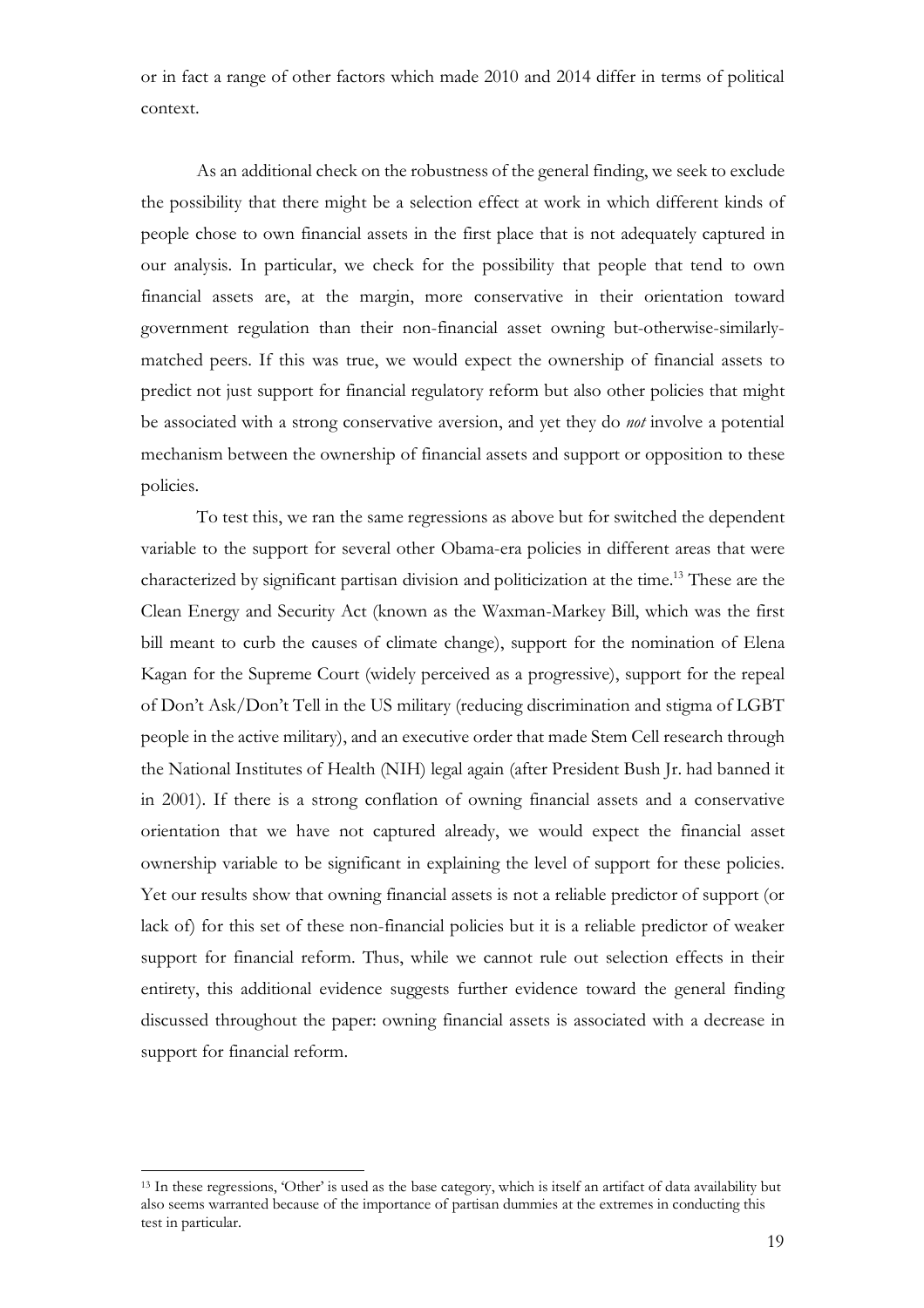or in fact a range of other factors which made 2010 and 2014 differ in terms of political context.

As an additional check on the robustness of the general finding, we seek to exclude the possibility that there might be a selection effect at work in which different kinds of people chose to own financial assets in the first place that is not adequately captured in our analysis. In particular, we check for the possibility that people that tend to own financial assets are, at the margin, more conservative in their orientation toward government regulation than their non-financial asset owning but-otherwise-similarly-matched peers. If this was true, we would expect the ownership of financial assets to predict not just support for financial regulatory reform but also other policies that might be associated with a strong conservative aversion, and yet they do *not* involve a potential mechanism between the ownership of financial assets and support or opposition to these policies.

To test this, we ran the same regressions as above but for switched the dependent variable to the support for several other Obama-era policies in different areas that were characterized by significant partisan division and politicization at the time.[13] These are the Clean Energy and Security Act (known as the Waxman-Markey Bill, which was the first bill meant to curb the causes of climate change), support for the nomination of Elena Kagan for the Supreme Court (widely perceived as a progressive), support for the repeal of Don't Ask/Don't Tell in the US military (reducing discrimination and stigma of LGBT people in the active military), and an executive order that made Stem Cell research through the National Institutes of Health (NIH) legal again (after President Bush Jr. had banned it in 2001). If there is a strong conflation of owning financial assets and a conservative orientation that we have not captured already, we would expect the financial asset ownership variable to be significant in explaining the level of support for these policies. Yet our results show that owning financial assets is not a reliable predictor of support (or lack of) for this set of these non-financial policies but it is a reliable predictor of weaker support for financial reform. Thus, while we cannot rule out selection effects in their entirety, this additional evidence suggests further evidence toward the general finding discussed throughout the paper: owning financial assets is associated with a decrease in support for financial reform.

[13] In these regressions, 'Other' is used as the base category, which is itself an artifact of data availability but also seems warranted because of the importance of partisan dummies at the extremes in conducting this test in particular.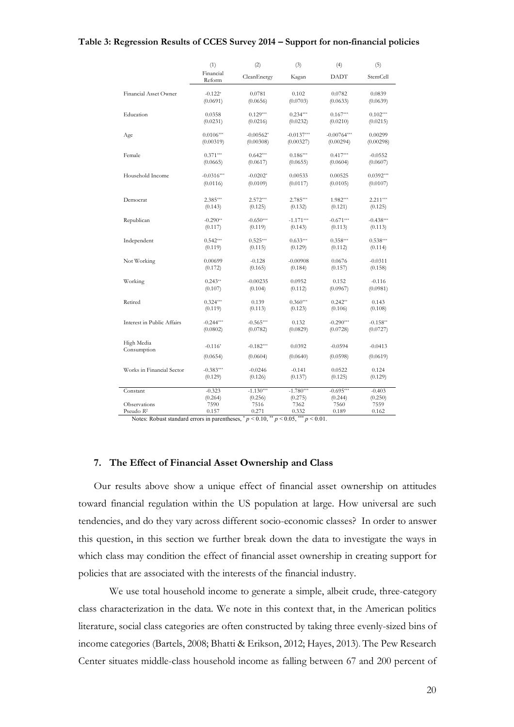**Table 3: Regression Results of CCES Survey 2014 – Support for non-financial policies**

| | (1) | (2) | (3) | (4) | (5) |
|---|---|---|---|---|---|
| | Financial Reform | CleanEnergy | Kagan | DADT | StemCell |
| Financial Asset Owner | -0.122* | 0.0781 | 0.102 | 0.0782 | 0.0839 |
| | (0.0691) | (0.0656) | (0.0703) | (0.0633) | (0.0639) |
| Education | 0.0358 | 0.129*** | 0.234*** | 0.167*** | 0.102*** |
| | (0.0231) | (0.0216) | (0.0232) | (0.0210) | (0.0215) |
| Age | 0.0106*** | -0.00562* | -0.0137*** | -0.00764*** | 0.00299 |
| | (0.00319) | (0.00308) | (0.00327) | (0.00294) | (0.00298) |
| Female | 0.371*** | 0.642*** | 0.186*** | 0.417*** | -0.0552 |
| | (0.0665) | (0.0617) | (0.0655) | (0.0604) | (0.0607) |
| Household Income | -0.0316*** | -0.0202* | 0.00533 | 0.00525 | 0.0392*** |
| | (0.0116) | (0.0109) | (0.0117) | (0.0105) | (0.0107) |
| Democrat | 2.385*** | 2.572*** | 2.785*** | 1.982*** | 2.211*** |
| | (0.143) | (0.125) | (0.132) | (0.121) | (0.125) |
| Republican | -0.290** | -0.650*** | -1.171*** | -0.671*** | -0.438*** |
| | (0.117) | (0.119) | (0.143) | (0.113) | (0.113) |
| Independent | 0.542*** | 0.525*** | 0.633*** | 0.358*** | 0.538*** |
| | (0.119) | (0.115) | (0.129) | (0.112) | (0.114) |
| Not Working | 0.00699 | -0.128 | -0.00908 | 0.0676 | -0.0311 |
| | (0.172) | (0.165) | (0.184) | (0.157) | (0.158) |
| Working | 0.243** | -0.00235 | 0.0952 | 0.152 | -0.116 |
| | (0.107) | (0.104) | (0.112) | (0.0967) | (0.0981) |
| Retired | 0.324*** | 0.139 | 0.360*** | 0.242** | 0.143 |
| | (0.119) | (0.113) | (0.123) | (0.106) | (0.108) |
| Interest in Public Affairs | -0.244*** | -0.565*** | 0.132 | -0.290*** | -0.158** |
| | (0.0802) | (0.0782) | (0.0829) | (0.0728) | (0.0727) |
| High Media Consumption | -0.116* | -0.182*** | 0.0392 | -0.0594 | -0.0413 |
| | (0.0654) | (0.0604) | (0.0640) | (0.0598) | (0.0619) |
| Works in Financial Sector | -0.383*** | -0.0246 | -0.141 | 0.0522 | 0.124 |
| | (0.129) | (0.126) | (0.137) | (0.125) | (0.129) |
| Constant | -0.323 | -1.130*** | -1.780*** | -0.695*** | -0.403 |
| | (0.264) | (0.256) | (0.275) | (0.244) | (0.250) |
| Observations | 7590 | 7516 | 7362 | 7560 | 7559 |
| Pseudo $R^2$ | 0.157 | 0.271 | 0.332 | 0.189 | 0.162 |

Notes: Robust standard errors in parentheses, * $p < 0.10$, ** $p < 0.05$, *** $p < 0.01$.

## 7. The Effect of Financial Asset Ownership and Class

Our results above show a unique effect of financial asset ownership on attitudes toward financial regulation within the US population at large. How universal are such tendencies, and do they vary across different socio-economic classes? In order to answer this question, in this section we further break down the data to investigate the ways in which class may condition the effect of financial asset ownership in creating support for policies that are associated with the interests of the financial industry.

We use total household income to generate a simple, albeit crude, three-category class characterization in the data. We note in this context that, in the American politics literature, social class categories are often constructed by taking three evenly-sized bins of income categories (Bartels, 2008; Bhatti & Erikson, 2012; Hayes, 2013). The Pew Research Center situates middle-class household income as falling between 67 and 200 percent of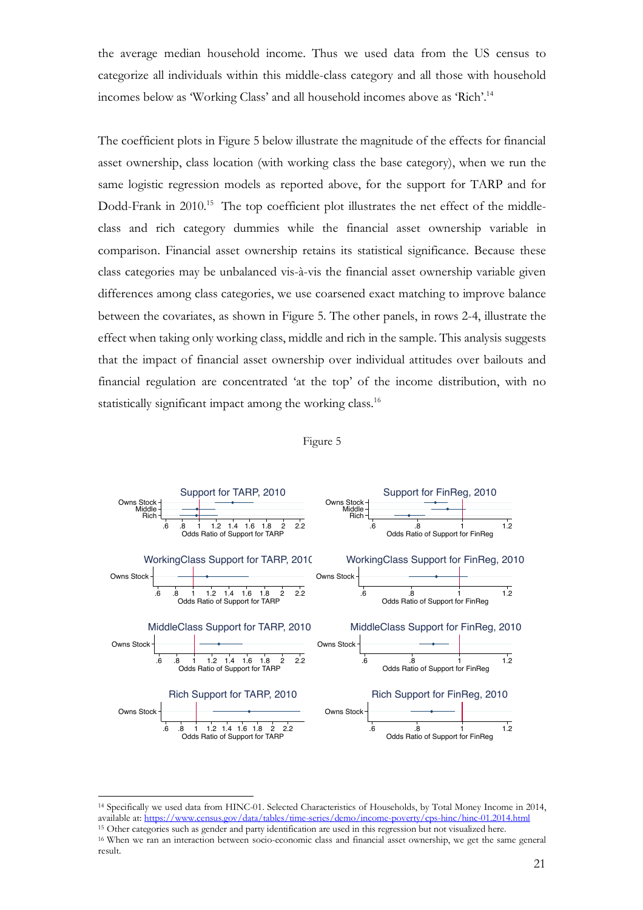the average median household income. Thus we used data from the US census to categorize all individuals within this middle-class category and all those with household incomes below as 'Working Class' and all household incomes above as 'Rich'.[14]

The coefficient plots in Figure 5 below illustrate the magnitude of the effects for financial asset ownership, class location (with working class the base category), when we run the same logistic regression models as reported above, for the support for TARP and for Dodd-Frank in 2010.[15] The top coefficient plot illustrates the net effect of the middle-class and rich category dummies while the financial asset ownership variable in comparison. Financial asset ownership retains its statistical significance. Because these class categories may be unbalanced vis-à-vis the financial asset ownership variable given differences among class categories, we use coarsened exact matching to improve balance between the covariates, as shown in Figure 5. The other panels, in rows 2-4, illustrate the effect when taking only working class, middle and rich in the sample. This analysis suggests that the impact of financial asset ownership over individual attitudes over bailouts and financial regulation are concentrated 'at the top' of the income distribution, with no statistically significant impact among the working class.[16]

Figure 5

[14] Specifically we used data from HINC-01. Selected Characteristics of Households, by Total Money Income in 2014, available at: https://www.census.gov/data/tables/time-series/demo/income-poverty/cps-hinc/hinc-01.2014.html

[15] Other categories such as gender and party identification are used in this regression but not visualized here.

[16] When we ran an interaction between socio-economic class and financial asset ownership, we get the same general result.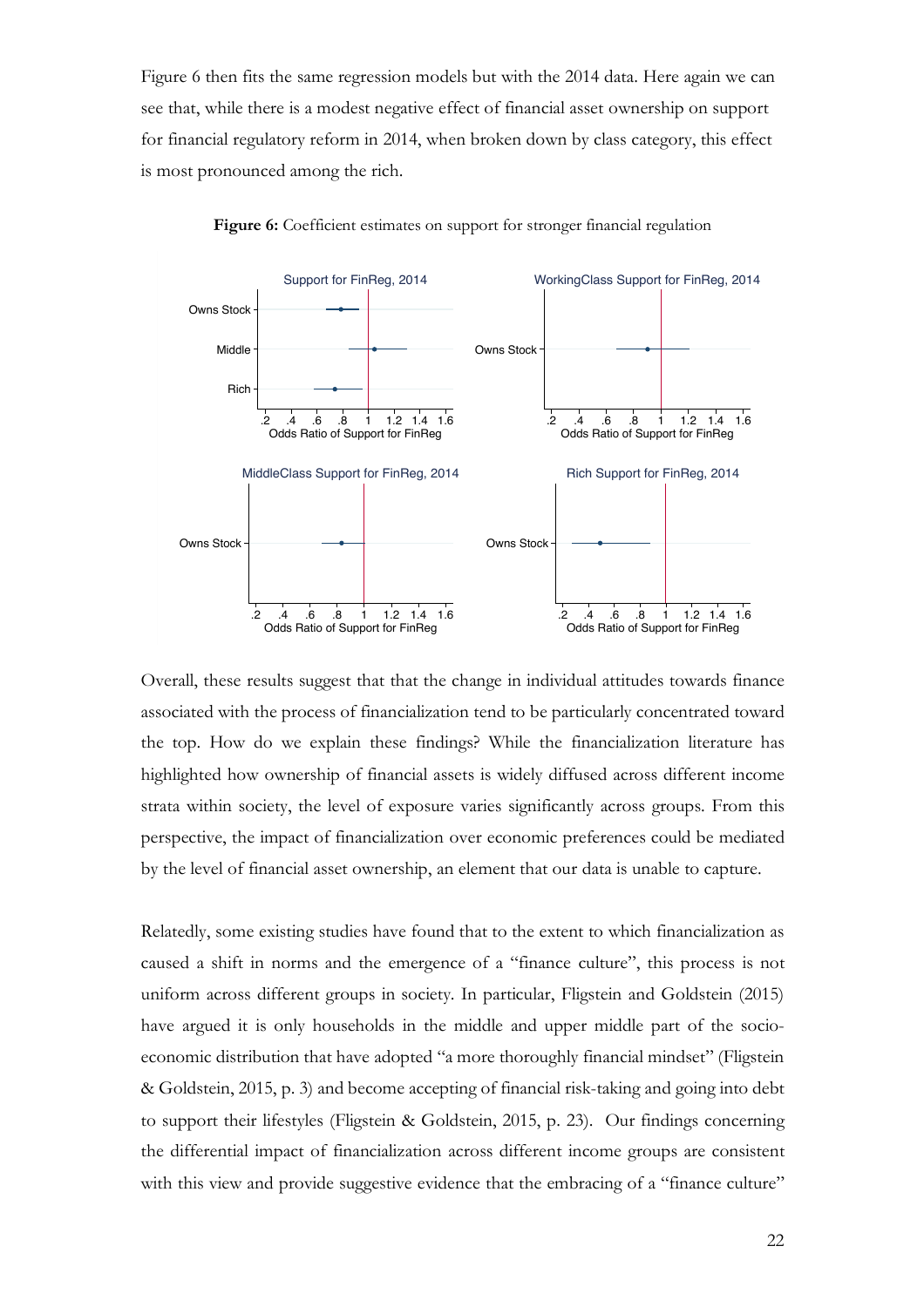Figure 6 then fits the same regression models but with the 2014 data. Here again we can see that, while there is a modest negative effect of financial asset ownership on support for financial regulatory reform in 2014, when broken down by class category, this effect is most pronounced among the rich.

**Figure 6:** Coefficient estimates on support for stronger financial regulation

Overall, these results suggest that that the change in individual attitudes towards finance associated with the process of financialization tend to be particularly concentrated toward the top. How do we explain these findings? While the financialization literature has highlighted how ownership of financial assets is widely diffused across different income strata within society, the level of exposure varies significantly across groups. From this perspective, the impact of financialization over economic preferences could be mediated by the level of financial asset ownership, an element that our data is unable to capture.

Relatedly, some existing studies have found that to the extent to which financialization as caused a shift in norms and the emergence of a "finance culture", this process is not uniform across different groups in society. In particular, Fligstein and Goldstein (2015) have argued it is only households in the middle and upper middle part of the socio-economic distribution that have adopted "a more thoroughly financial mindset" (Fligstein & Goldstein, 2015, p. 3) and become accepting of financial risk-taking and going into debt to support their lifestyles (Fligstein & Goldstein, 2015, p. 23). Our findings concerning the differential impact of financialization across different income groups are consistent with this view and provide suggestive evidence that the embracing of a "finance culture"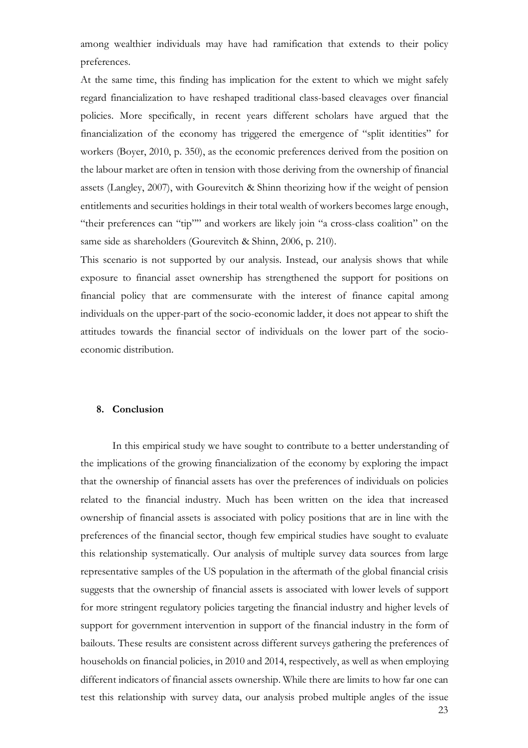among wealthier individuals may have had ramification that extends to their policy preferences.

At the same time, this finding has implication for the extent to which we might safely regard financialization to have reshaped traditional class-based cleavages over financial policies. More specifically, in recent years different scholars have argued that the financialization of the economy has triggered the emergence of "split identities" for workers (Boyer, 2010, p. 350), as the economic preferences derived from the position on the labour market are often in tension with those deriving from the ownership of financial assets (Langley, 2007), with Gourevitch & Shinn theorizing how if the weight of pension entitlements and securities holdings in their total wealth of workers becomes large enough, "their preferences can "tip"" and workers are likely join "a cross-class coalition" on the same side as shareholders (Gourevitch & Shinn, 2006, p. 210).

This scenario is not supported by our analysis. Instead, our analysis shows that while exposure to financial asset ownership has strengthened the support for positions on financial policy that are commensurate with the interest of finance capital among individuals on the upper-part of the socio-economic ladder, it does not appear to shift the attitudes towards the financial sector of individuals on the lower part of the socio-economic distribution.

## 8. Conclusion

In this empirical study we have sought to contribute to a better understanding of the implications of the growing financialization of the economy by exploring the impact that the ownership of financial assets has over the preferences of individuals on policies related to the financial industry. Much has been written on the idea that increased ownership of financial assets is associated with policy positions that are in line with the preferences of the financial sector, though few empirical studies have sought to evaluate this relationship systematically. Our analysis of multiple survey data sources from large representative samples of the US population in the aftermath of the global financial crisis suggests that the ownership of financial assets is associated with lower levels of support for more stringent regulatory policies targeting the financial industry and higher levels of support for government intervention in support of the financial industry in the form of bailouts. These results are consistent across different surveys gathering the preferences of households on financial policies, in 2010 and 2014, respectively, as well as when employing different indicators of financial assets ownership. While there are limits to how far one can test this relationship with survey data, our analysis probed multiple angles of the issue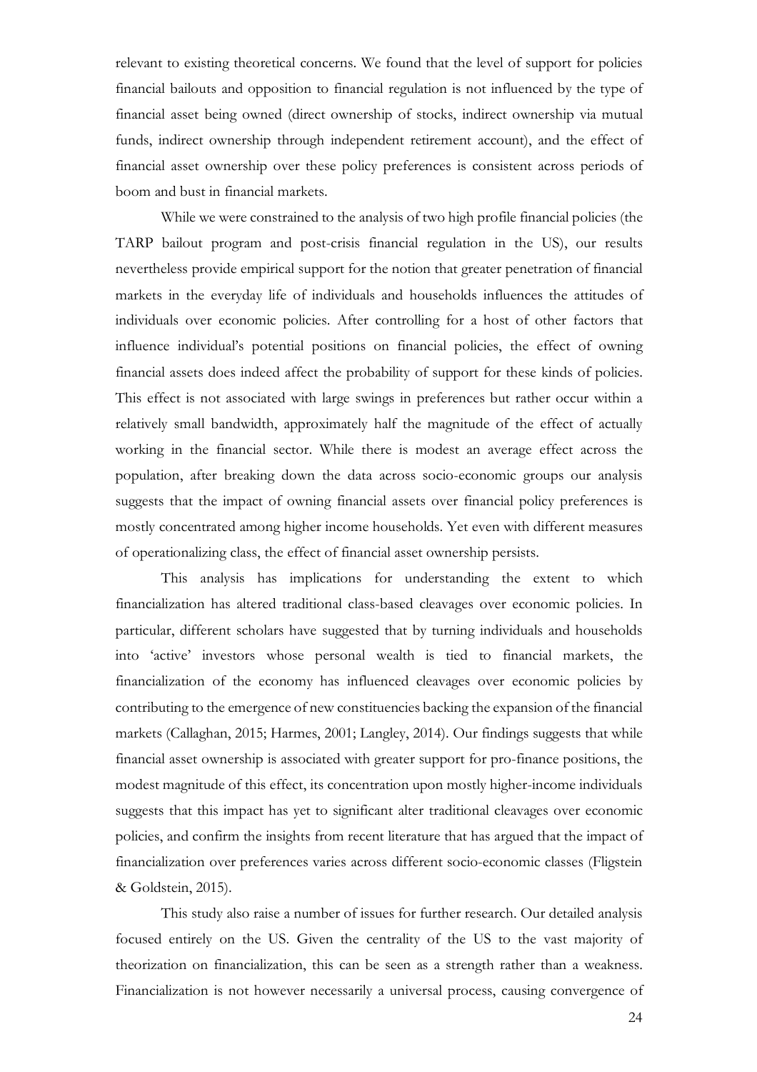relevant to existing theoretical concerns. We found that the level of support for policies financial bailouts and opposition to financial regulation is not influenced by the type of financial asset being owned (direct ownership of stocks, indirect ownership via mutual funds, indirect ownership through independent retirement account), and the effect of financial asset ownership over these policy preferences is consistent across periods of boom and bust in financial markets.

While we were constrained to the analysis of two high profile financial policies (the TARP bailout program and post-crisis financial regulation in the US), our results nevertheless provide empirical support for the notion that greater penetration of financial markets in the everyday life of individuals and households influences the attitudes of individuals over economic policies. After controlling for a host of other factors that influence individual's potential positions on financial policies, the effect of owning financial assets does indeed affect the probability of support for these kinds of policies. This effect is not associated with large swings in preferences but rather occur within a relatively small bandwidth, approximately half the magnitude of the effect of actually working in the financial sector. While there is modest an average effect across the population, after breaking down the data across socio-economic groups our analysis suggests that the impact of owning financial assets over financial policy preferences is mostly concentrated among higher income households. Yet even with different measures of operationalizing class, the effect of financial asset ownership persists.

This analysis has implications for understanding the extent to which financialization has altered traditional class-based cleavages over economic policies. In particular, different scholars have suggested that by turning individuals and households into 'active' investors whose personal wealth is tied to financial markets, the financialization of the economy has influenced cleavages over economic policies by contributing to the emergence of new constituencies backing the expansion of the financial markets (Callaghan, 2015; Harmes, 2001; Langley, 2014). Our findings suggests that while financial asset ownership is associated with greater support for pro-finance positions, the modest magnitude of this effect, its concentration upon mostly higher-income individuals suggests that this impact has yet to significant alter traditional cleavages over economic policies, and confirm the insights from recent literature that has argued that the impact of financialization over preferences varies across different socio-economic classes (Fligstein & Goldstein, 2015).

This study also raise a number of issues for further research. Our detailed analysis focused entirely on the US. Given the centrality of the US to the vast majority of theorization on financialization, this can be seen as a strength rather than a weakness. Financialization is not however necessarily a universal process, causing convergence of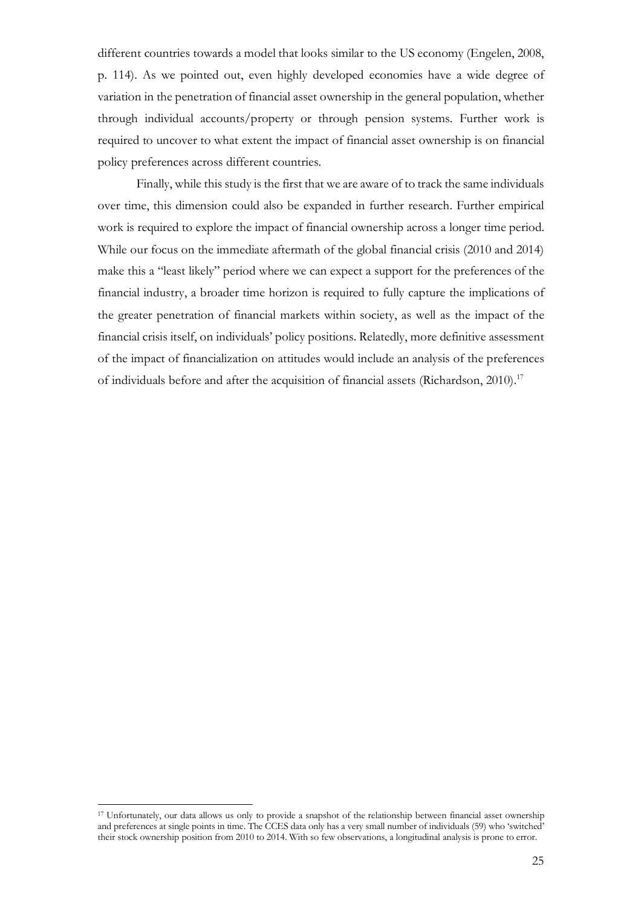different countries towards a model that looks similar to the US economy (Engelen, 2008, p. 114). As we pointed out, even highly developed economies have a wide degree of variation in the penetration of financial asset ownership in the general population, whether through individual accounts/property or through pension systems. Further work is required to uncover to what extent the impact of financial asset ownership is on financial policy preferences across different countries.

Finally, while this study is the first that we are aware of to track the same individuals over time, this dimension could also be expanded in further research. Further empirical work is required to explore the impact of financial ownership across a longer time period. While our focus on the immediate aftermath of the global financial crisis (2010 and 2014) make this a "least likely" period where we can expect a support for the preferences of the financial industry, a broader time horizon is required to fully capture the implications of the greater penetration of financial markets within society, as well as the impact of the financial crisis itself, on individuals' policy positions. Relatedly, more definitive assessment of the impact of financialization on attitudes would include an analysis of the preferences of individuals before and after the acquisition of financial assets (Richardson, 2010).[17]

[17] Unfortunately, our data allows us only to provide a snapshot of the relationship between financial asset ownership and preferences at single points in time. The CCES data only has a very small number of individuals (59) who 'switched' their stock ownership position from 2010 to 2014. With so few observations, a longitudinal analysis is prone to error.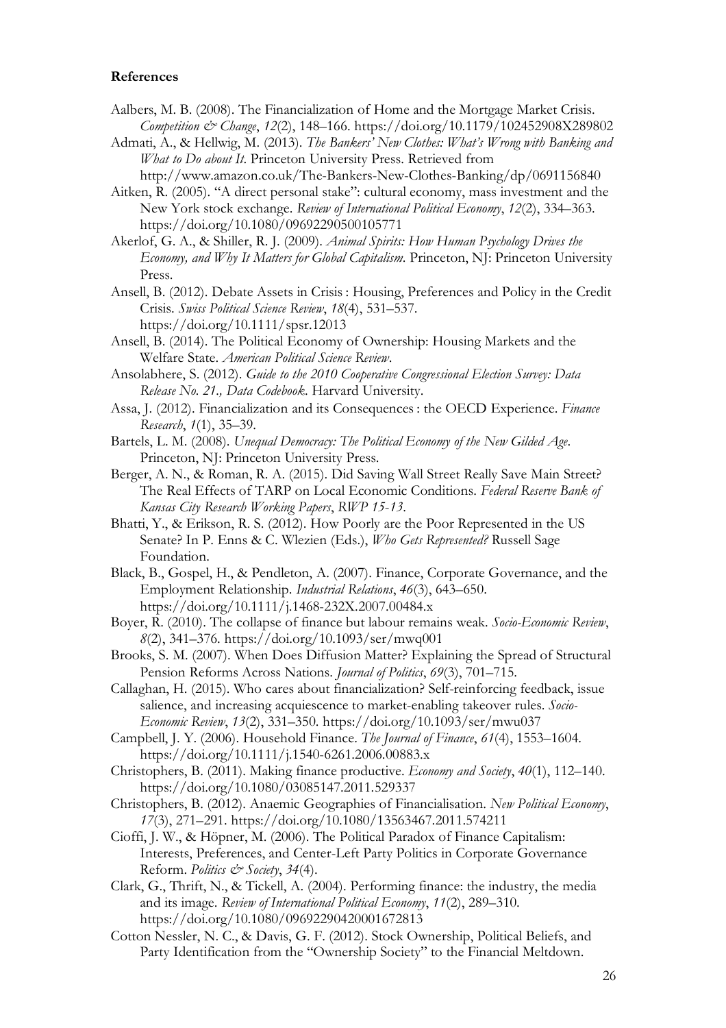**References**

Aalbers, M. B. (2008). The Financialization of Home and the Mortgage Market Crisis. *Competition & Change*, *12*(2), 148–166. https://doi.org/10.1179/102452908X289802

Admati, A., & Hellwig, M. (2013). *The Bankers' New Clothes: What's Wrong with Banking and What to Do about It*. Princeton University Press. Retrieved from http://www.amazon.co.uk/The-Bankers-New-Clothes-Banking/dp/0691156840

Aitken, R. (2005). "A direct personal stake": cultural economy, mass investment and the New York stock exchange. *Review of International Political Economy*, *12*(2), 334–363. https://doi.org/10.1080/09692290500105771

Akerlof, G. A., & Shiller, R. J. (2009). *Animal Spirits: How Human Psychology Drives the Economy, and Why It Matters for Global Capitalism*. Princeton, NJ: Princeton University Press.

Ansell, B. (2012). Debate Assets in Crisis : Housing, Preferences and Policy in the Credit Crisis. *Swiss Political Science Review*, *18*(4), 531–537. https://doi.org/10.1111/spsr.12013

Ansell, B. (2014). The Political Economy of Ownership: Housing Markets and the Welfare State. *American Political Science Review*.

Ansolabhere, S. (2012). *Guide to the 2010 Cooperative Congressional Election Survey: Data Release No. 21., Data Codebook*. Harvard University.

Assa, J. (2012). Financialization and its Consequences : the OECD Experience. *Finance Research*, *1*(1), 35–39.

Bartels, L. M. (2008). *Unequal Democracy: The Political Economy of the New Gilded Age*. Princeton, NJ: Princeton University Press.

Berger, A. N., & Roman, R. A. (2015). Did Saving Wall Street Really Save Main Street? The Real Effects of TARP on Local Economic Conditions. *Federal Reserve Bank of Kansas City Research Working Papers*, *RWP 15-13*.

Bhatti, Y., & Erikson, R. S. (2012). How Poorly are the Poor Represented in the US Senate? In P. Enns & C. Wlezien (Eds.), *Who Gets Represented?* Russell Sage Foundation.

Black, B., Gospel, H., & Pendleton, A. (2007). Finance, Corporate Governance, and the Employment Relationship. *Industrial Relations*, *46*(3), 643–650. https://doi.org/10.1111/j.1468-232X.2007.00484.x

Boyer, R. (2010). The collapse of finance but labour remains weak. *Socio-Economic Review*, *8*(2), 341–376. https://doi.org/10.1093/ser/mwq001

Brooks, S. M. (2007). When Does Diffusion Matter? Explaining the Spread of Structural Pension Reforms Across Nations. *Journal of Politics*, *69*(3), 701–715.

Callaghan, H. (2015). Who cares about financialization? Self-reinforcing feedback, issue salience, and increasing acquiescence to market-enabling takeover rules. *Socio-Economic Review*, *13*(2), 331–350. https://doi.org/10.1093/ser/mwu037

Campbell, J. Y. (2006). Household Finance. *The Journal of Finance*, *61*(4), 1553–1604. https://doi.org/10.1111/j.1540-6261.2006.00883.x

Christophers, B. (2011). Making finance productive. *Economy and Society*, *40*(1), 112–140. https://doi.org/10.1080/03085147.2011.529337

Christophers, B. (2012). Anaemic Geographies of Financialisation. *New Political Economy*, *17*(3), 271–291. https://doi.org/10.1080/13563467.2011.574211

Cioffi, J. W., & Höpner, M. (2006). The Political Paradox of Finance Capitalism: Interests, Preferences, and Center-Left Party Politics in Corporate Governance Reform. *Politics & Society*, *34*(4).

Clark, G., Thrift, N., & Tickell, A. (2004). Performing finance: the industry, the media and its image. *Review of International Political Economy*, *11*(2), 289–310. https://doi.org/10.1080/09692290420001672813

Cotton Nessler, N. C., & Davis, G. F. (2012). Stock Ownership, Political Beliefs, and Party Identification from the "Ownership Society" to the Financial Meltdown.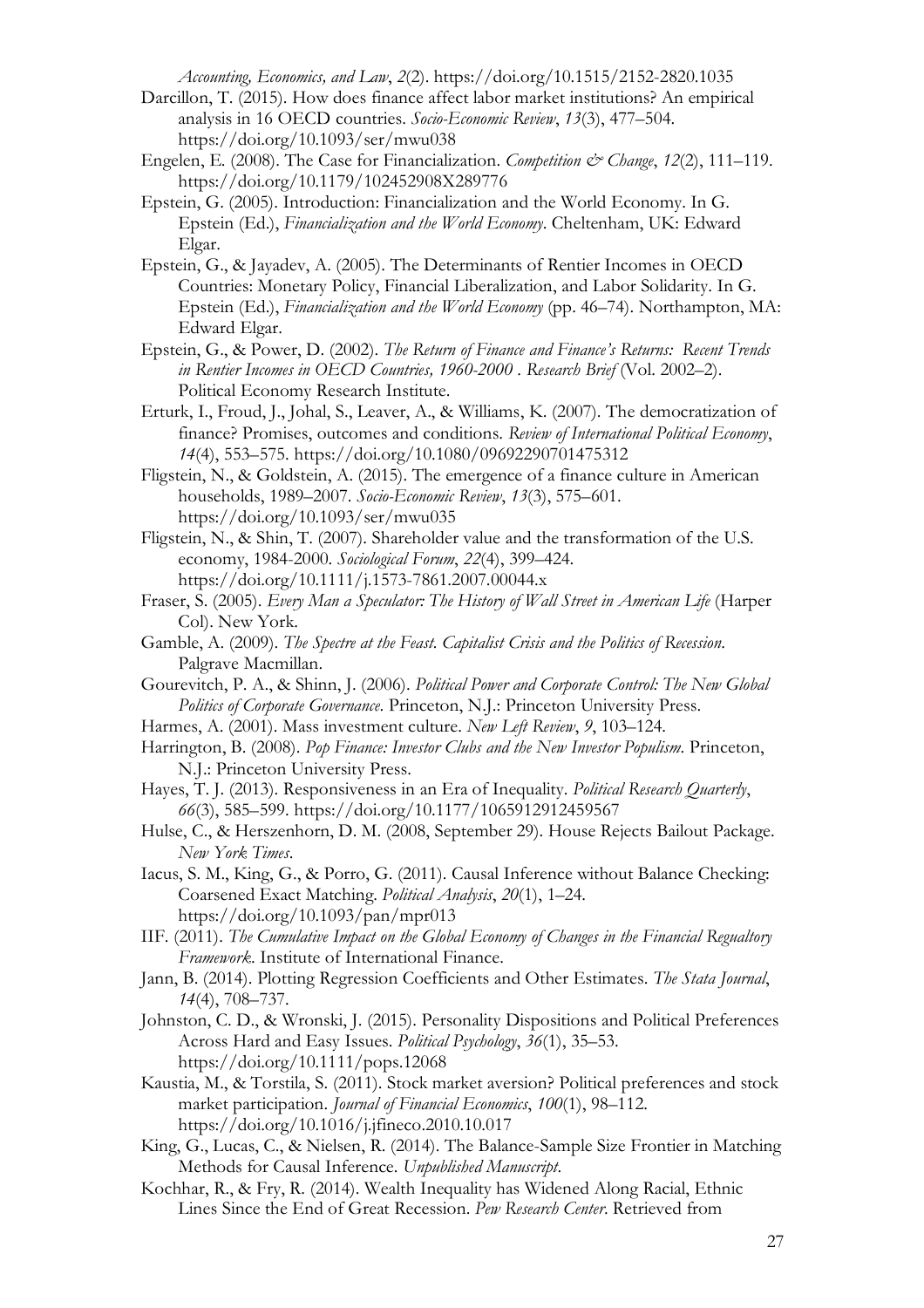*Accounting, Economics, and Law*, *2*(2). https://doi.org/10.1515/2152-2820.1035

Darcillon, T. (2015). How does finance affect labor market institutions? An empirical analysis in 16 OECD countries. *Socio-Economic Review*, *13*(3), 477–504. https://doi.org/10.1093/ser/mwu038

Engelen, E. (2008). The Case for Financialization. *Competition & Change*, *12*(2), 111–119. https://doi.org/10.1179/102452908X289776

Epstein, G. (2005). Introduction: Financialization and the World Economy. In G. Epstein (Ed.), *Financialization and the World Economy*. Cheltenham, UK: Edward Elgar.

Epstein, G., & Jayadev, A. (2005). The Determinants of Rentier Incomes in OECD Countries: Monetary Policy, Financial Liberalization, and Labor Solidarity. In G. Epstein (Ed.), *Financialization and the World Economy* (pp. 46–74). Northampton, MA: Edward Elgar.

Epstein, G., & Power, D. (2002). *The Return of Finance and Finance's Returns: Recent Trends in Rentier Incomes in OECD Countries, 1960-2000 . Research Brief* (Vol. 2002–2). Political Economy Research Institute.

Erturk, I., Froud, J., Johal, S., Leaver, A., & Williams, K. (2007). The democratization of finance? Promises, outcomes and conditions. *Review of International Political Economy*, *14*(4), 553–575. https://doi.org/10.1080/09692290701475312

Fligstein, N., & Goldstein, A. (2015). The emergence of a finance culture in American households, 1989–2007. *Socio-Economic Review*, *13*(3), 575–601. https://doi.org/10.1093/ser/mwu035

Fligstein, N., & Shin, T. (2007). Shareholder value and the transformation of the U.S. economy, 1984-2000. *Sociological Forum*, *22*(4), 399–424. https://doi.org/10.1111/j.1573-7861.2007.00044.x

Fraser, S. (2005). *Every Man a Speculator: The History of Wall Street in American Life* (Harper Col). New York.

Gamble, A. (2009). *The Spectre at the Feast. Capitalist Crisis and the Politics of Recession*. Palgrave Macmillan.

Gourevitch, P. A., & Shinn, J. (2006). *Political Power and Corporate Control: The New Global Politics of Corporate Governance*. Princeton, N.J.: Princeton University Press.

Harmes, A. (2001). Mass investment culture. *New Left Review*, *9*, 103–124.

Harrington, B. (2008). *Pop Finance: Investor Clubs and the New Investor Populism*. Princeton, N.J.: Princeton University Press.

Hayes, T. J. (2013). Responsiveness in an Era of Inequality. *Political Research Quarterly*, *66*(3), 585–599. https://doi.org/10.1177/1065912912459567

Hulse, C., & Herszenhorn, D. M. (2008, September 29). House Rejects Bailout Package. *New York Times*.

Iacus, S. M., King, G., & Porro, G. (2011). Causal Inference without Balance Checking: Coarsened Exact Matching. *Political Analysis*, *20*(1), 1–24. https://doi.org/10.1093/pan/mpr013

IIF. (2011). *The Cumulative Impact on the Global Economy of Changes in the Financial Regualtory Framework*. Institute of International Finance.

Jann, B. (2014). Plotting Regression Coefficients and Other Estimates. *The Stata Journal*, *14*(4), 708–737.

Johnston, C. D., & Wronski, J. (2015). Personality Dispositions and Political Preferences Across Hard and Easy Issues. *Political Psychology*, *36*(1), 35–53. https://doi.org/10.1111/pops.12068

Kaustia, M., & Torstila, S. (2011). Stock market aversion? Political preferences and stock market participation. *Journal of Financial Economics*, *100*(1), 98–112. https://doi.org/10.1016/j.jfineco.2010.10.017

King, G., Lucas, C., & Nielsen, R. (2014). The Balance-Sample Size Frontier in Matching Methods for Causal Inference. *Unpublished Manuscript*.

Kochhar, R., & Fry, R. (2014). Wealth Inequality has Widened Along Racial, Ethnic Lines Since the End of Great Recession. *Pew Research Center*. Retrieved from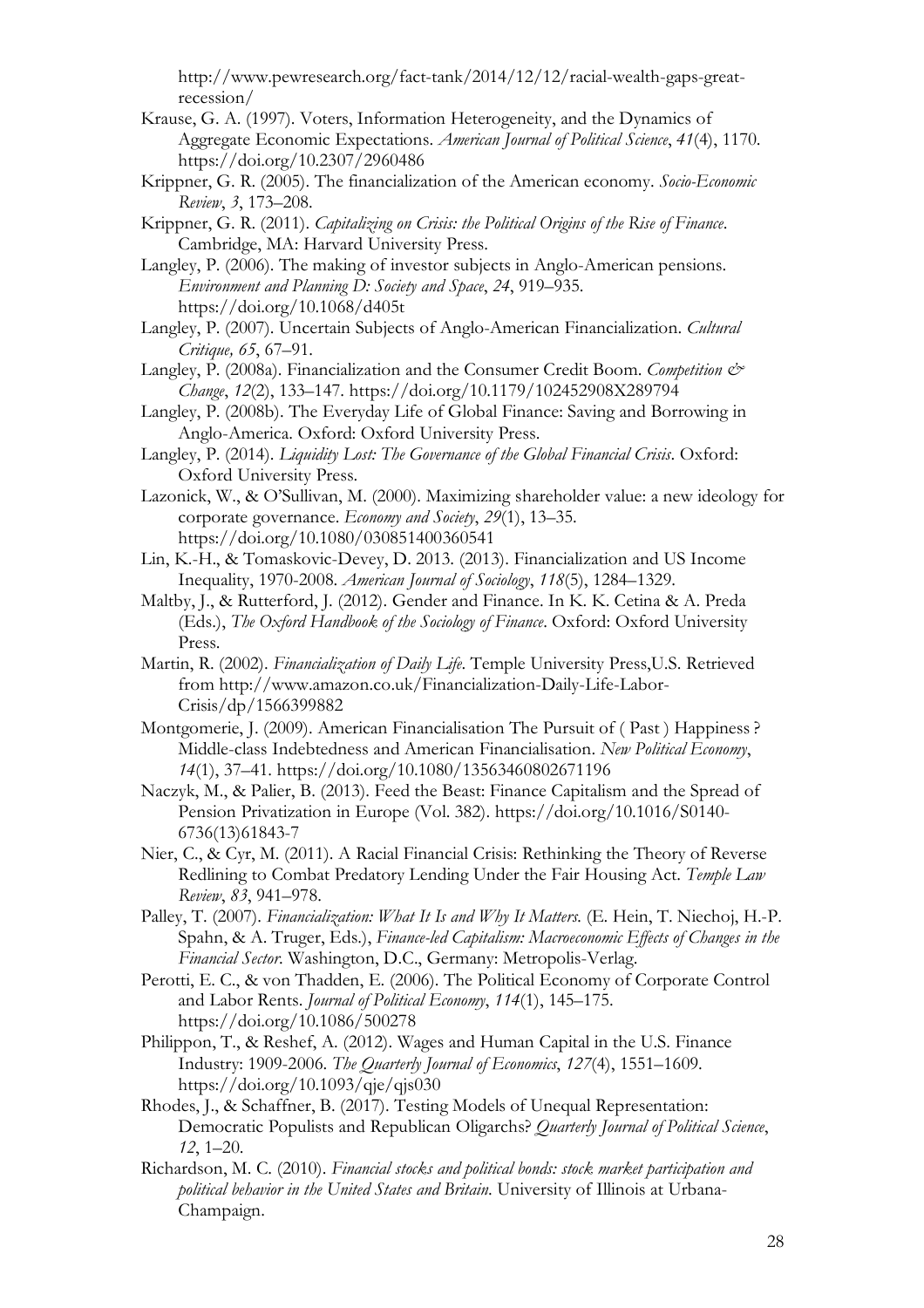http://www.pewresearch.org/fact-tank/2014/12/12/racial-wealth-gaps-great-recession/

Krause, G. A. (1997). Voters, Information Heterogeneity, and the Dynamics of Aggregate Economic Expectations. *American Journal of Political Science*, *41*(4), 1170. https://doi.org/10.2307/2960486

Krippner, G. R. (2005). The financialization of the American economy. *Socio-Economic Review*, *3*, 173–208.

Krippner, G. R. (2011). *Capitalizing on Crisis: the Political Origins of the Rise of Finance*. Cambridge, MA: Harvard University Press.

Langley, P. (2006). The making of investor subjects in Anglo-American pensions. *Environment and Planning D: Society and Space*, *24*, 919–935. https://doi.org/10.1068/d405t

Langley, P. (2007). Uncertain Subjects of Anglo-American Financialization. *Cultural Critique, 65*, 67–91.

Langley, P. (2008a). Financialization and the Consumer Credit Boom. *Competition & Change*, *12*(2), 133–147. https://doi.org/10.1179/102452908X289794

Langley, P. (2008b). The Everyday Life of Global Finance: Saving and Borrowing in Anglo-America. Oxford: Oxford University Press.

Langley, P. (2014). *Liquidity Lost: The Governance of the Global Financial Crisis*. Oxford: Oxford University Press.

Lazonick, W., & O'Sullivan, M. (2000). Maximizing shareholder value: a new ideology for corporate governance. *Economy and Society*, *29*(1), 13–35. https://doi.org/10.1080/030851400360541

Lin, K.-H., & Tomaskovic-Devey, D. 2013. (2013). Financialization and US Income Inequality, 1970-2008. *American Journal of Sociology*, *118*(5), 1284–1329.

Maltby, J., & Rutterford, J. (2012). Gender and Finance. In K. K. Cetina & A. Preda (Eds.), *The Oxford Handbook of the Sociology of Finance*. Oxford: Oxford University Press.

Martin, R. (2002). *Financialization of Daily Life*. Temple University Press,U.S. Retrieved from http://www.amazon.co.uk/Financialization-Daily-Life-Labor-Crisis/dp/1566399882

Montgomerie, J. (2009). American Financialisation The Pursuit of ( Past ) Happiness ? Middle-class Indebtedness and American Financialisation. *New Political Economy*, *14*(1), 37–41. https://doi.org/10.1080/13563460802671196

Naczyk, M., & Palier, B. (2013). Feed the Beast: Finance Capitalism and the Spread of Pension Privatization in Europe (Vol. 382). https://doi.org/10.1016/S0140-6736(13)61843-7

Nier, C., & Cyr, M. (2011). A Racial Financial Crisis: Rethinking the Theory of Reverse Redlining to Combat Predatory Lending Under the Fair Housing Act. *Temple Law Review*, *83*, 941–978.

Palley, T. (2007). *Financialization: What It Is and Why It Matters*. (E. Hein, T. Niechoj, H.-P. Spahn, & A. Truger, Eds.), *Finance-led Capitalism: Macroeconomic Effects of Changes in the Financial Sector*. Washington, D.C., Germany: Metropolis-Verlag.

Perotti, E. C., & von Thadden, E. (2006). The Political Economy of Corporate Control and Labor Rents. *Journal of Political Economy*, *114*(1), 145–175. https://doi.org/10.1086/500278

Philippon, T., & Reshef, A. (2012). Wages and Human Capital in the U.S. Finance Industry: 1909-2006. *The Quarterly Journal of Economics*, *127*(4), 1551–1609. https://doi.org/10.1093/qje/qjs030

Rhodes, J., & Schaffner, B. (2017). Testing Models of Unequal Representation: Democratic Populists and Republican Oligarchs? *Quarterly Journal of Political Science*, *12*, 1–20.

Richardson, M. C. (2010). *Financial stocks and political bonds: stock market participation and political behavior in the United States and Britain*. University of Illinois at Urbana-Champaign.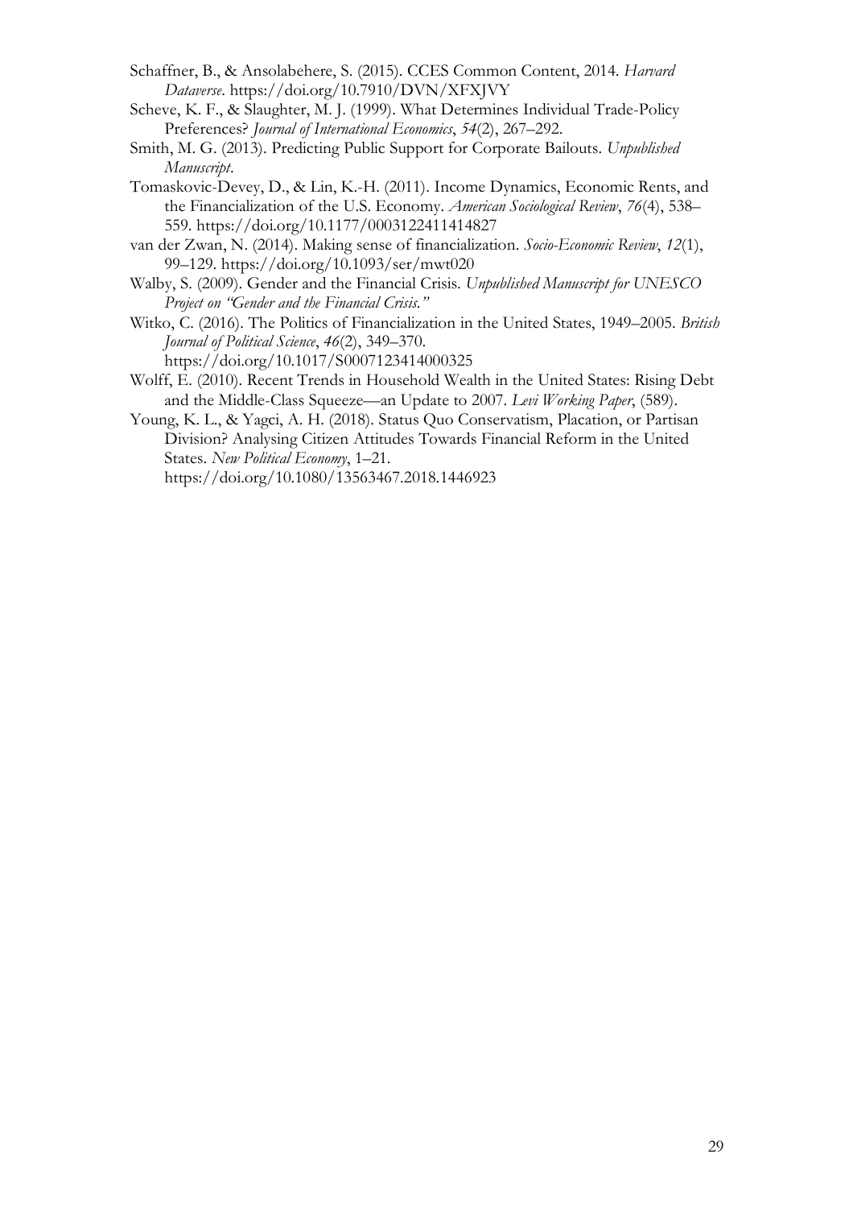Schaffner, B., & Ansolabehere, S. (2015). CCES Common Content, 2014. *Harvard Dataverse*. https://doi.org/10.7910/DVN/XFXJVY

Scheve, K. F., & Slaughter, M. J. (1999). What Determines Individual Trade-Policy Preferences? *Journal of International Economics*, *54*(2), 267–292.

Smith, M. G. (2013). Predicting Public Support for Corporate Bailouts. *Unpublished Manuscript*.

Tomaskovic-Devey, D., & Lin, K.-H. (2011). Income Dynamics, Economic Rents, and the Financialization of the U.S. Economy. *American Sociological Review*, *76*(4), 538–559. https://doi.org/10.1177/0003122411414827

van der Zwan, N. (2014). Making sense of financialization. *Socio-Economic Review*, *12*(1), 99–129. https://doi.org/10.1093/ser/mwt020

Walby, S. (2009). Gender and the Financial Crisis. *Unpublished Manuscript for UNESCO Project on "Gender and the Financial Crisis."*

Witko, C. (2016). The Politics of Financialization in the United States, 1949–2005. *British Journal of Political Science*, *46*(2), 349–370. https://doi.org/10.1017/S0007123414000325

Wolff, E. (2010). Recent Trends in Household Wealth in the United States: Rising Debt and the Middle-Class Squeeze—an Update to 2007. *Levi Working Paper*, (589).

Young, K. L., & Yagci, A. H. (2018). Status Quo Conservatism, Placation, or Partisan Division? Analysing Citizen Attitudes Towards Financial Reform in the United States. *New Political Economy*, 1–21. https://doi.org/10.1080/13563467.2018.1446923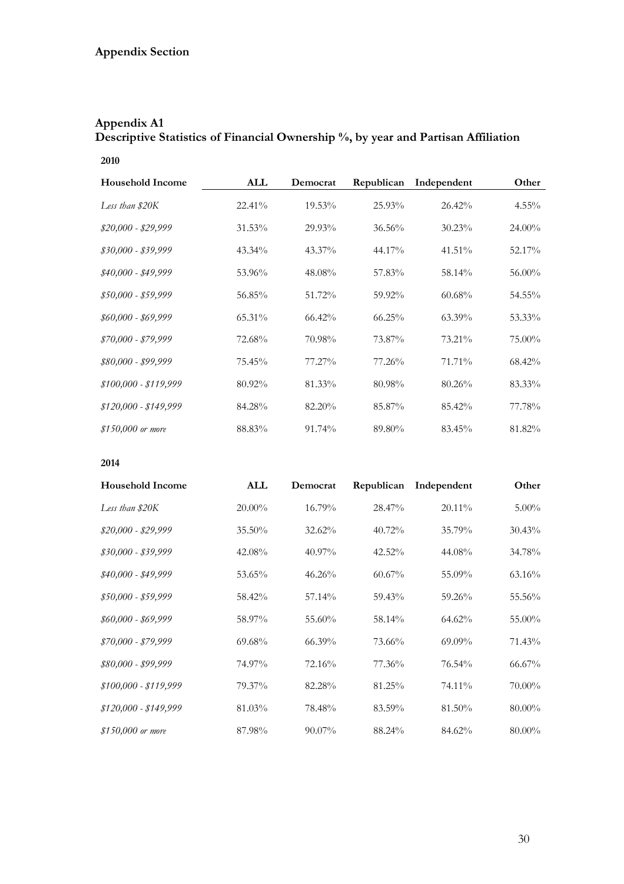## Appendix Section

### Appendix A1
### Descriptive Statistics of Financial Ownership %, by year and Partisan Affiliation

**2010**

| Household Income | ALL | Democrat | Republican | Independent | Other |
|---|---|---|---|---|---|
| *Less than $20K* | 22.41% | 19.53% | 25.93% | 26.42% | 4.55% |
| *$20,000 - $29,999* | 31.53% | 29.93% | 36.56% | 30.23% | 24.00% |
| *$30,000 - $39,999* | 43.34% | 43.37% | 44.17% | 41.51% | 52.17% |
| *$40,000 - $49,999* | 53.96% | 48.08% | 57.83% | 58.14% | 56.00% |
| *$50,000 - $59,999* | 56.85% | 51.72% | 59.92% | 60.68% | 54.55% |
| *$60,000 - $69,999* | 65.31% | 66.42% | 66.25% | 63.39% | 53.33% |
| *$70,000 - $79,999* | 72.68% | 70.98% | 73.87% | 73.21% | 75.00% |
| *$80,000 - $99,999* | 75.45% | 77.27% | 77.26% | 71.71% | 68.42% |
| *$100,000 - $119,999* | 80.92% | 81.33% | 80.98% | 80.26% | 83.33% |
| *$120,000 - $149,999* | 84.28% | 82.20% | 85.87% | 85.42% | 77.78% |
| *$150,000 or more* | 88.83% | 91.74% | 89.80% | 83.45% | 81.82% |

**2014**

| Household Income | ALL | Democrat | Republican | Independent | Other |
|---|---|---|---|---|---|
| *Less than $20K* | 20.00% | 16.79% | 28.47% | 20.11% | 5.00% |
| *$20,000 - $29,999* | 35.50% | 32.62% | 40.72% | 35.79% | 30.43% |
| *$30,000 - $39,999* | 42.08% | 40.97% | 42.52% | 44.08% | 34.78% |
| *$40,000 - $49,999* | 53.65% | 46.26% | 60.67% | 55.09% | 63.16% |
| *$50,000 - $59,999* | 58.42% | 57.14% | 59.43% | 59.26% | 55.56% |
| *$60,000 - $69,999* | 58.97% | 55.60% | 58.14% | 64.62% | 55.00% |
| *$70,000 - $79,999* | 69.68% | 66.39% | 73.66% | 69.09% | 71.43% |
| *$80,000 - $99,999* | 74.97% | 72.16% | 77.36% | 76.54% | 66.67% |
| *$100,000 - $119,999* | 79.37% | 82.28% | 81.25% | 74.11% | 70.00% |
| *$120,000 - $149,999* | 81.03% | 78.48% | 83.59% | 81.50% | 80.00% |
| *$150,000 or more* | 87.98% | 90.07% | 88.24% | 84.62% | 80.00% |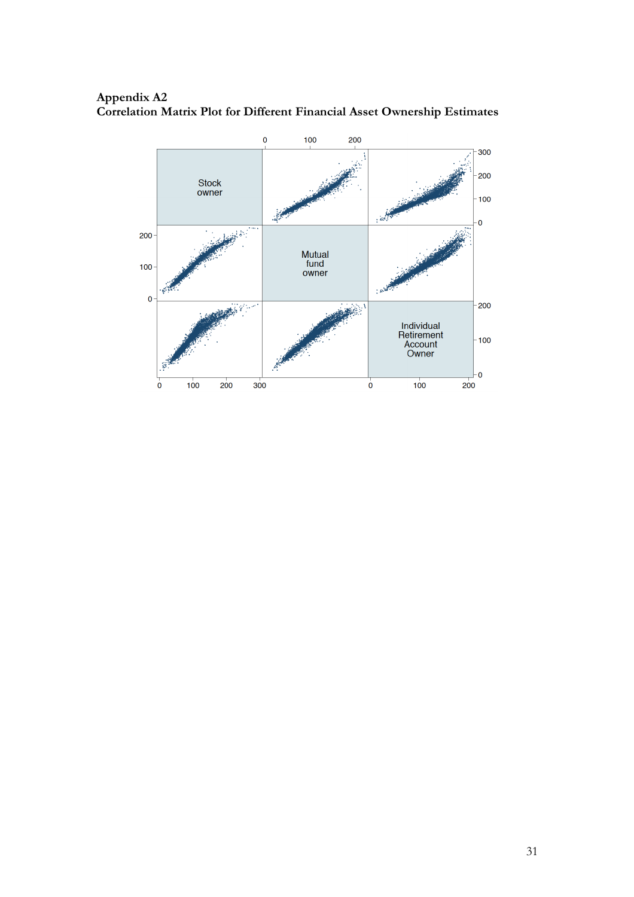# Appendix A2

## Correlation Matrix Plot for Different Financial Asset Ownership Estimates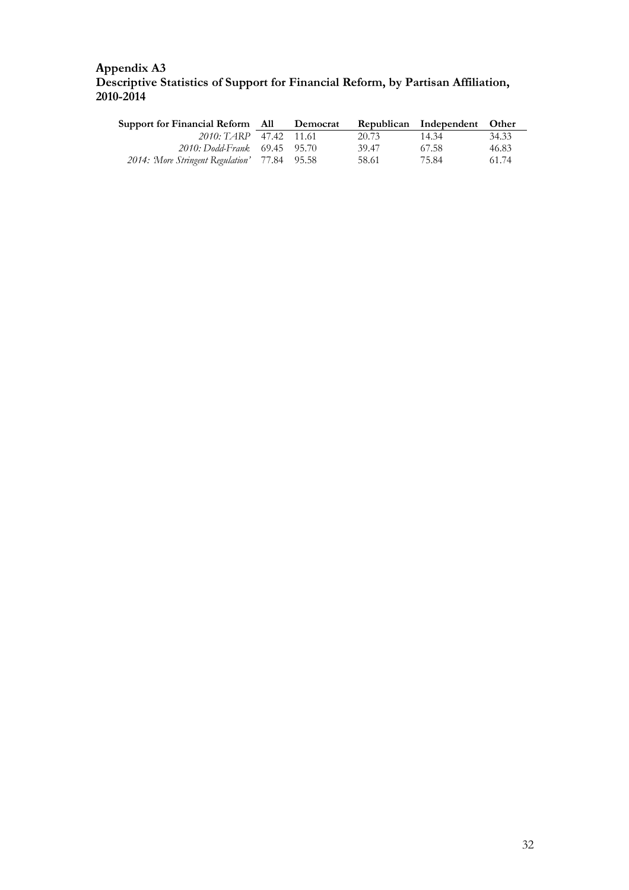**Appendix A3**
**Descriptive Statistics of Support for Financial Reform, by Partisan Affiliation, 2010-2014**

| Support for Financial Reform | All | Democrat | Republican | Independent | Other |
|---|---|---|---|---|---|
| *2010: TARP* | 47.42 | 11.61 | 20.73 | 14.34 | 34.33 |
| *2010: Dodd-Frank* | 69.45 | 95.70 | 39.47 | 67.58 | 46.83 |
| *2014: 'More Stringent Regulation'* | 77.84 | 95.58 | 58.61 | 75.84 | 61.74 |